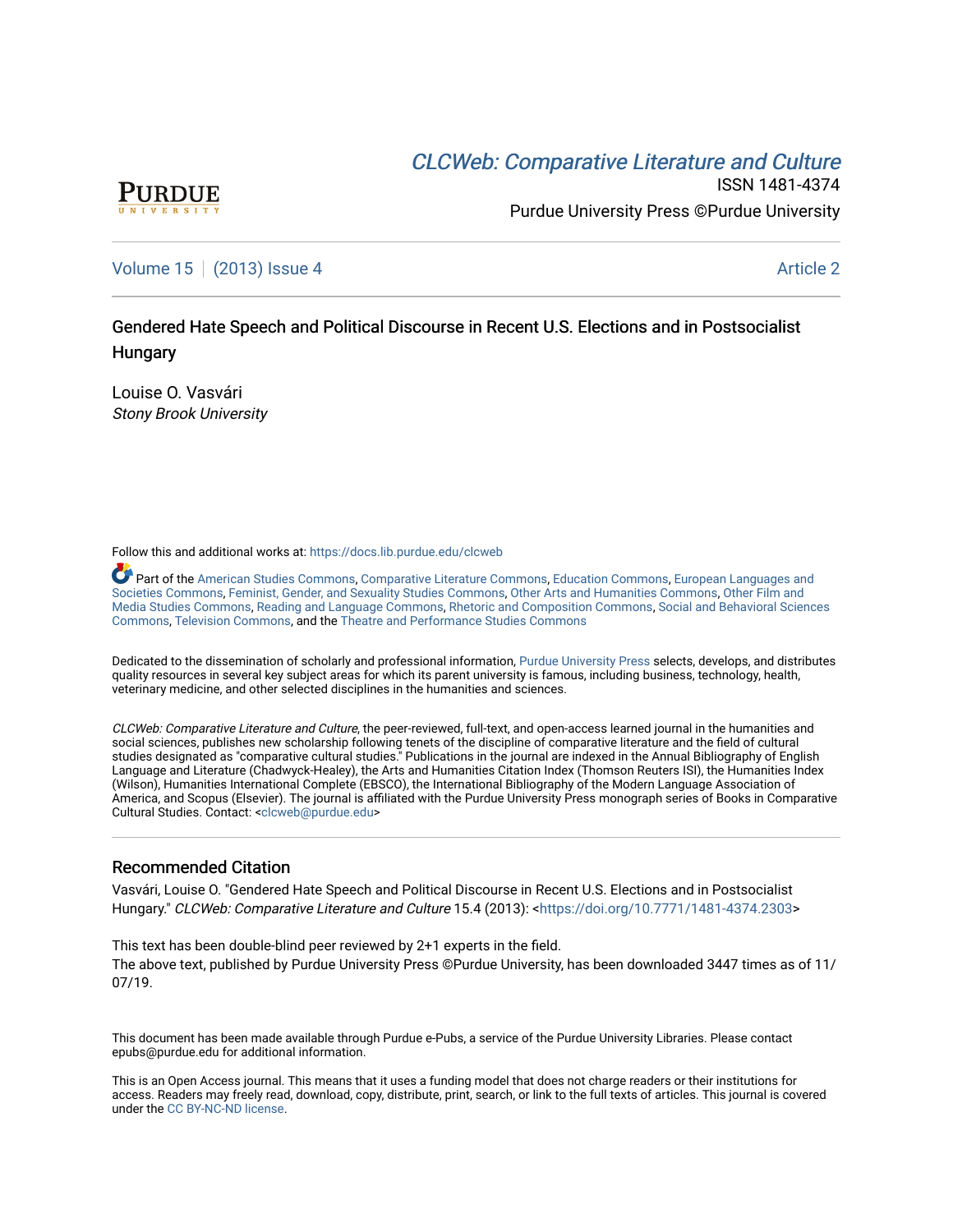CLCWeb: Comparative Literature and Culture

ISSN 1481-4374

Purdue University Press ©Purdue University

Volume 15 | (2013) Issue 4 | Article 2

# Gendered Hate Speech and Political Discourse in Recent U.S. Elections and in Postsocialist Hungary

Louise O. Vasvári

*Stony Brook University*

Follow this and additional works at: https://docs.lib.purdue.edu/clcweb

Part of the American Studies Commons, Comparative Literature Commons, Education Commons, European Languages and Societies Commons, Feminist, Gender, and Sexuality Studies Commons, Other Arts and Humanities Commons, Other Film and Media Studies Commons, Reading and Language Commons, Rhetoric and Composition Commons, Social and Behavioral Sciences Commons, Television Commons, and the Theatre and Performance Studies Commons

Dedicated to the dissemination of scholarly and professional information, Purdue University Press selects, develops, and distributes quality resources in several key subject areas for which its parent university is famous, including business, technology, health, veterinary medicine, and other selected disciplines in the humanities and sciences.

*CLCWeb: Comparative Literature and Culture*, the peer-reviewed, full-text, and open-access learned journal in the humanities and social sciences, publishes new scholarship following tenets of the discipline of comparative literature and the field of cultural studies designated as "comparative cultural studies." Publications in the journal are indexed in the Annual Bibliography of English Language and Literature (Chadwyck-Healey), the Arts and Humanities Citation Index (Thomson Reuters ISI), the Humanities Index (Wilson), Humanities International Complete (EBSCO), the International Bibliography of the Modern Language Association of America, and Scopus (Elsevier). The journal is affiliated with the Purdue University Press monograph series of Books in Comparative Cultural Studies. Contact: <clcweb@purdue.edu>

## Recommended Citation

Vasvári, Louise O. "Gendered Hate Speech and Political Discourse in Recent U.S. Elections and in Postsocialist Hungary." *CLCWeb: Comparative Literature and Culture* 15.4 (2013): <https://doi.org/10.7771/1481-4374.2303>

This text has been double-blind peer reviewed by 2+1 experts in the field.

The above text, published by Purdue University Press ©Purdue University, has been downloaded 3447 times as of 11/07/19.

This document has been made available through Purdue e-Pubs, a service of the Purdue University Libraries. Please contact epubs@purdue.edu for additional information.

This is an Open Access journal. This means that it uses a funding model that does not charge readers or their institutions for access. Readers may freely read, download, copy, distribute, print, search, or link to the full texts of articles. This journal is covered under the CC BY-NC-ND license.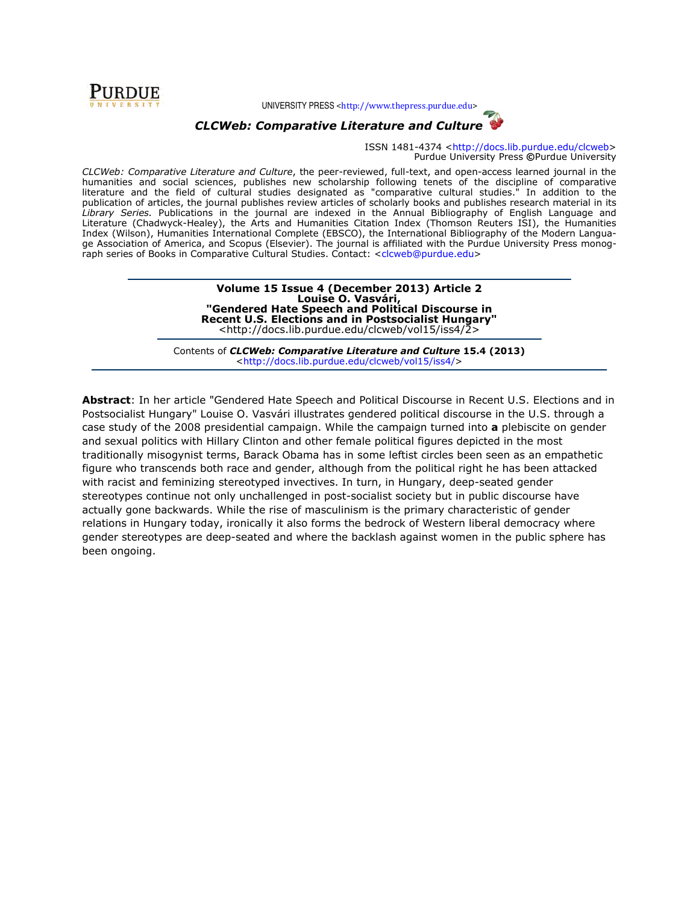UNIVERSITY PRESS <http://www.thepress.purdue.edu>

***CLCWeb: Comparative Literature and Culture***

ISSN 1481-4374 <http://docs.lib.purdue.edu/clcweb>
Purdue University Press ©Purdue University

*CLCWeb: Comparative Literature and Culture*, the peer-reviewed, full-text, and open-access learned journal in the humanities and social sciences, publishes new scholarship following tenets of the discipline of comparative literature and the field of cultural studies designated as "comparative cultural studies." In addition to the publication of articles, the journal publishes review articles of scholarly books and publishes research material in its *Library Series.* Publications in the journal are indexed in the Annual Bibliography of English Language and Literature (Chadwyck-Healey), the Arts and Humanities Citation Index (Thomson Reuters ISI), the Humanities Index (Wilson), Humanities International Complete (EBSCO), the International Bibliography of the Modern Language Association of America, and Scopus (Elsevier). The journal is affiliated with the Purdue University Press monograph series of Books in Comparative Cultural Studies. Contact: <clcweb@purdue.edu>

---

**Volume 15 Issue 4 (December 2013) Article 2**
**Louise O. Vasvári,**
**"Gendered Hate Speech and Political Discourse in Recent U.S. Elections and in Postsocialist Hungary"**
<http://docs.lib.purdue.edu/clcweb/vol15/iss4/2>

---

Contents of ***CLCWeb: Comparative Literature and Culture* 15.4 (2013)**
<http://docs.lib.purdue.edu/clcweb/vol15/iss4/>

---

**Abstract**: In her article "Gendered Hate Speech and Political Discourse in Recent U.S. Elections and in Postsocialist Hungary" Louise O. Vasvári illustrates gendered political discourse in the U.S. through a case study of the 2008 presidential campaign. While the campaign turned into **a** plebiscite on gender and sexual politics with Hillary Clinton and other female political figures depicted in the most traditionally misogynist terms, Barack Obama has in some leftist circles been seen as an empathetic figure who transcends both race and gender, although from the political right he has been attacked with racist and feminizing stereotyped invectives. In turn, in Hungary, deep-seated gender stereotypes continue not only unchallenged in post-socialist society but in public discourse have actually gone backwards. While the rise of masculinism is the primary characteristic of gender relations in Hungary today, ironically it also forms the bedrock of Western liberal democracy where gender stereotypes are deep-seated and where the backlash against women in the public sphere has been ongoing.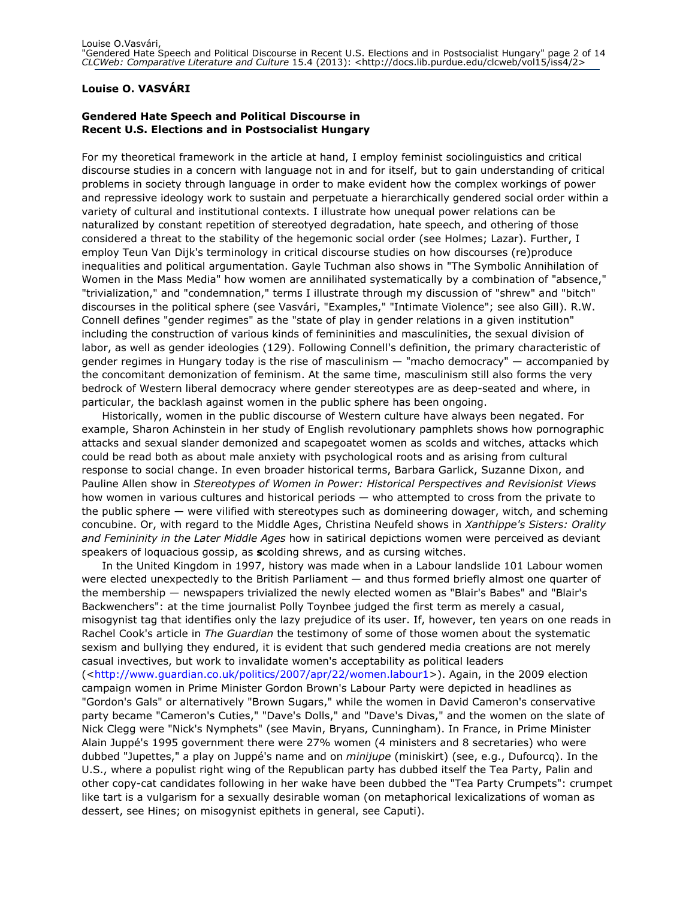**Louise O. VASVÁRI**

**Gendered Hate Speech and Political Discourse in Recent U.S. Elections and in Postsocialist Hungary**

For my theoretical framework in the article at hand, I employ feminist sociolinguistics and critical discourse studies in a concern with language not in and for itself, but to gain understanding of critical problems in society through language in order to make evident how the complex workings of power and repressive ideology work to sustain and perpetuate a hierarchically gendered social order within a variety of cultural and institutional contexts. I illustrate how unequal power relations can be naturalized by constant repetition of stereotyed degradation, hate speech, and othering of those considered a threat to the stability of the hegemonic social order (see Holmes; Lazar). Further, I employ Teun Van Dijk's terminology in critical discourse studies on how discourses (re)produce inequalities and political argumentation. Gayle Tuchman also shows in "The Symbolic Annihilation of Women in the Mass Media" how women are annilihated systematically by a combination of "absence," "trivialization," and "condemnation," terms I illustrate through my discussion of "shrew" and "bitch" discourses in the political sphere (see Vasvári, "Examples," "Intimate Violence"; see also Gill). R.W. Connell defines "gender regimes" as the "state of play in gender relations in a given institution" including the construction of various kinds of femininities and masculinities, the sexual division of labor, as well as gender ideologies (129). Following Connell's definition, the primary characteristic of gender regimes in Hungary today is the rise of masculinism — "macho democracy" — accompanied by the concomitant demonization of feminism. At the same time, masculinism still also forms the very bedrock of Western liberal democracy where gender stereotypes are as deep-seated and where, in particular, the backlash against women in the public sphere has been ongoing.

Historically, women in the public discourse of Western culture have always been negated. For example, Sharon Achinstein in her study of English revolutionary pamphlets shows how pornographic attacks and sexual slander demonized and scapegoatet women as scolds and witches, attacks which could be read both as about male anxiety with psychological roots and as arising from cultural response to social change. In even broader historical terms, Barbara Garlick, Suzanne Dixon, and Pauline Allen show in *Stereotypes of Women in Power: Historical Perspectives and Revisionist Views* how women in various cultures and historical periods — who attempted to cross from the private to the public sphere — were vilified with stereotypes such as domineering dowager, witch, and scheming concubine. Or, with regard to the Middle Ages, Christina Neufeld shows in *Xanthippe's Sisters: Orality and Femininity in the Later Middle Ages* how in satirical depictions women were perceived as deviant speakers of loquacious gossip, as **s**colding shrews, and as cursing witches.

In the United Kingdom in 1997, history was made when in a Labour landslide 101 Labour women were elected unexpectedly to the British Parliament — and thus formed briefly almost one quarter of the membership — newspapers trivialized the newly elected women as "Blair's Babes" and "Blair's Backwenchers": at the time journalist Polly Toynbee judged the first term as merely a casual, misogynist tag that identifies only the lazy prejudice of its user. If, however, ten years on one reads in Rachel Cook's article in *The Guardian* the testimony of some of those women about the systematic sexism and bullying they endured, it is evident that such gendered media creations are not merely casual invectives, but work to invalidate women's acceptability as political leaders (<http://www.guardian.co.uk/politics/2007/apr/22/women.labour1>). Again, in the 2009 election campaign women in Prime Minister Gordon Brown's Labour Party were depicted in headlines as "Gordon's Gals" or alternatively "Brown Sugars," while the women in David Cameron's conservative party became "Cameron's Cuties," "Dave's Dolls," and "Dave's Divas," and the women on the slate of Nick Clegg were "Nick's Nymphets" (see Mavin, Bryans, Cunningham). In France, in Prime Minister Alain Juppé's 1995 government there were 27% women (4 ministers and 8 secretaries) who were dubbed "Jupettes," a play on Juppé's name and on *minijupe* (miniskirt) (see, e.g., Dufourcq). In the U.S., where a populist right wing of the Republican party has dubbed itself the Tea Party, Palin and other copy-cat candidates following in her wake have been dubbed the "Tea Party Crumpets": crumpet like tart is a vulgarism for a sexually desirable woman (on metaphorical lexicalizations of woman as dessert, see Hines; on misogynist epithets in general, see Caputi).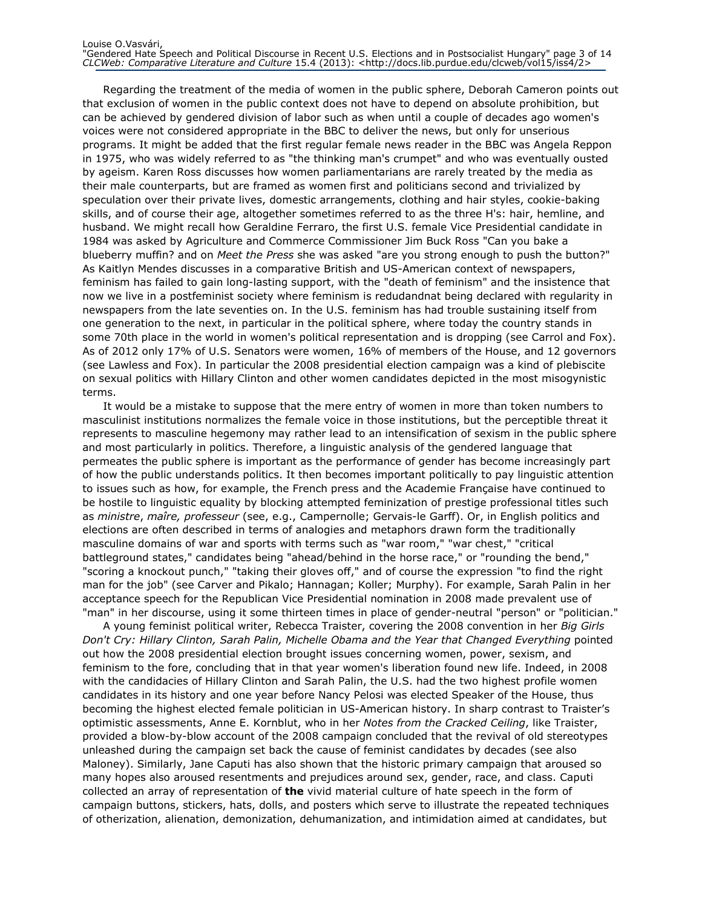Regarding the treatment of the media of women in the public sphere, Deborah Cameron points out that exclusion of women in the public context does not have to depend on absolute prohibition, but can be achieved by gendered division of labor such as when until a couple of decades ago women's voices were not considered appropriate in the BBC to deliver the news, but only for unserious programs. It might be added that the first regular female news reader in the BBC was Angela Reppon in 1975, who was widely referred to as "the thinking man's crumpet" and who was eventually ousted by ageism. Karen Ross discusses how women parliamentarians are rarely treated by the media as their male counterparts, but are framed as women first and politicians second and trivialized by speculation over their private lives, domestic arrangements, clothing and hair styles, cookie-baking skills, and of course their age, altogether sometimes referred to as the three H's: hair, hemline, and husband. We might recall how Geraldine Ferraro, the first U.S. female Vice Presidential candidate in 1984 was asked by Agriculture and Commerce Commissioner Jim Buck Ross "Can you bake a blueberry muffin? and on *Meet the Press* she was asked "are you strong enough to push the button?" As Kaitlyn Mendes discusses in a comparative British and US-American context of newspapers, feminism has failed to gain long-lasting support, with the "death of feminism" and the insistence that now we live in a postfeminist society where feminism is redudandnat being declared with regularity in newspapers from the late seventies on. In the U.S. feminism has had trouble sustaining itself from one generation to the next, in particular in the political sphere, where today the country stands in some 70th place in the world in women's political representation and is dropping (see Carrol and Fox). As of 2012 only 17% of U.S. Senators were women, 16% of members of the House, and 12 governors (see Lawless and Fox). In particular the 2008 presidential election campaign was a kind of plebiscite on sexual politics with Hillary Clinton and other women candidates depicted in the most misogynistic terms.

It would be a mistake to suppose that the mere entry of women in more than token numbers to masculinist institutions normalizes the female voice in those institutions, but the perceptible threat it represents to masculine hegemony may rather lead to an intensification of sexism in the public sphere and most particularly in politics. Therefore, a linguistic analysis of the gendered language that permeates the public sphere is important as the performance of gender has become increasingly part of how the public understands politics. It then becomes important politically to pay linguistic attention to issues such as how, for example, the French press and the Academie Française have continued to be hostile to linguistic equality by blocking attempted feminization of prestige professional titles such as *ministre*, *maîre, professeur* (see, e.g., Campernolle; Gervais-le Garff). Or, in English politics and elections are often described in terms of analogies and metaphors drawn form the traditionally masculine domains of war and sports with terms such as "war room," "war chest," "critical battleground states," candidates being "ahead/behind in the horse race," or "rounding the bend," "scoring a knockout punch," "taking their gloves off," and of course the expression "to find the right man for the job" (see Carver and Pikalo; Hannagan; Koller; Murphy). For example, Sarah Palin in her acceptance speech for the Republican Vice Presidential nomination in 2008 made prevalent use of "man" in her discourse, using it some thirteen times in place of gender-neutral "person" or "politician."

A young feminist political writer, Rebecca Traister, covering the 2008 convention in her *Big Girls Don't Cry: Hillary Clinton, Sarah Palin, Michelle Obama and the Year that Changed Everything* pointed out how the 2008 presidential election brought issues concerning women, power, sexism, and feminism to the fore, concluding that in that year women's liberation found new life. Indeed, in 2008 with the candidacies of Hillary Clinton and Sarah Palin, the U.S. had the two highest profile women candidates in its history and one year before Nancy Pelosi was elected Speaker of the House, thus becoming the highest elected female politician in US-American history. In sharp contrast to Traister's optimistic assessments, Anne E. Kornblut, who in her *Notes from the Cracked Ceiling*, like Traister, provided a blow-by-blow account of the 2008 campaign concluded that the revival of old stereotypes unleashed during the campaign set back the cause of feminist candidates by decades (see also Maloney). Similarly, Jane Caputi has also shown that the historic primary campaign that aroused so many hopes also aroused resentments and prejudices around sex, gender, race, and class. Caputi collected an array of representation of **the** vivid material culture of hate speech in the form of campaign buttons, stickers, hats, dolls, and posters which serve to illustrate the repeated techniques of otherization, alienation, demonization, dehumanization, and intimidation aimed at candidates, but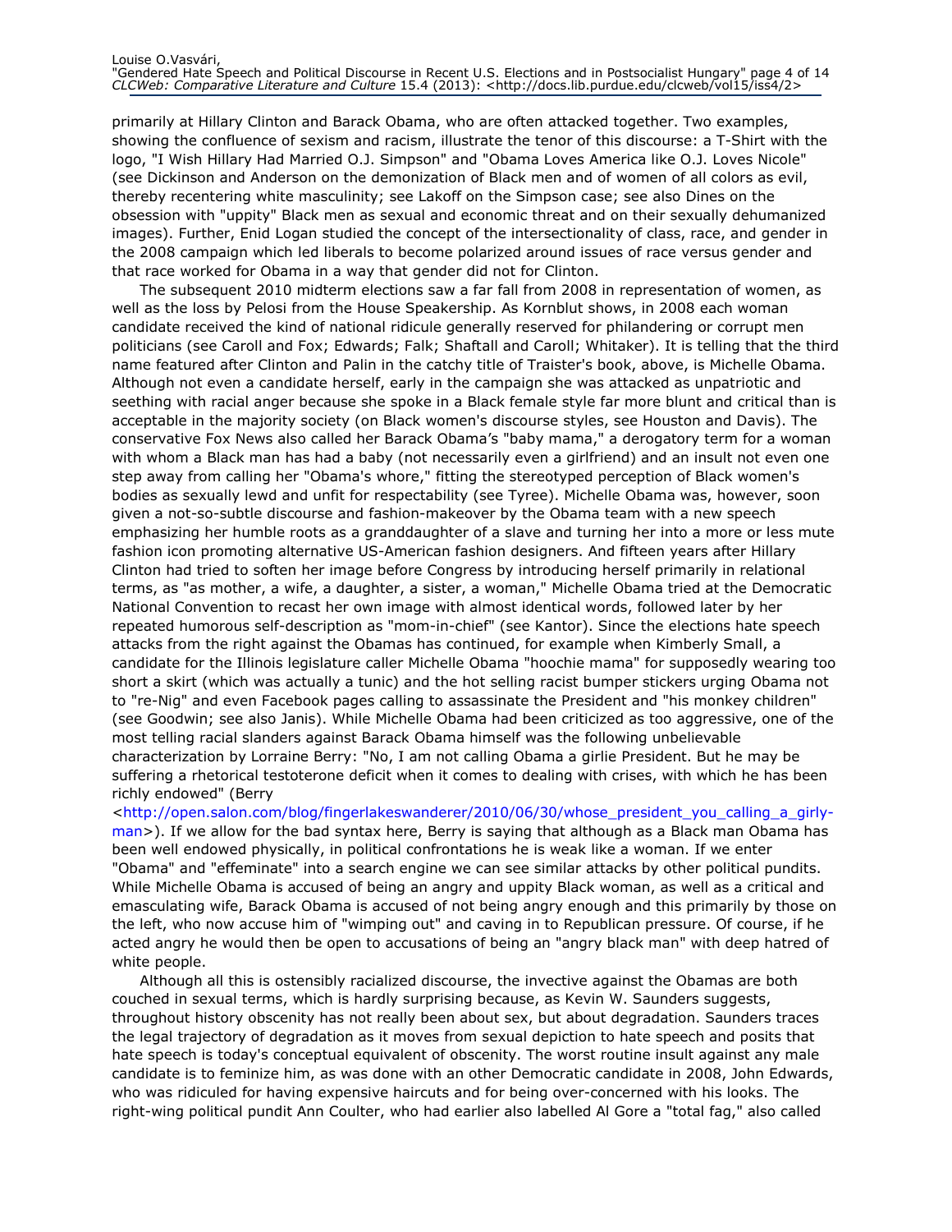primarily at Hillary Clinton and Barack Obama, who are often attacked together. Two examples, showing the confluence of sexism and racism, illustrate the tenor of this discourse: a T-Shirt with the logo, "I Wish Hillary Had Married O.J. Simpson" and "Obama Loves America like O.J. Loves Nicole" (see Dickinson and Anderson on the demonization of Black men and of women of all colors as evil, thereby recentering white masculinity; see Lakoff on the Simpson case; see also Dines on the obsession with "uppity" Black men as sexual and economic threat and on their sexually dehumanized images). Further, Enid Logan studied the concept of the intersectionality of class, race, and gender in the 2008 campaign which led liberals to become polarized around issues of race versus gender and that race worked for Obama in a way that gender did not for Clinton.

The subsequent 2010 midterm elections saw a far fall from 2008 in representation of women, as well as the loss by Pelosi from the House Speakership. As Kornblut shows, in 2008 each woman candidate received the kind of national ridicule generally reserved for philandering or corrupt men politicians (see Caroll and Fox; Edwards; Falk; Shaftall and Caroll; Whitaker). It is telling that the third name featured after Clinton and Palin in the catchy title of Traister's book, above, is Michelle Obama. Although not even a candidate herself, early in the campaign she was attacked as unpatriotic and seething with racial anger because she spoke in a Black female style far more blunt and critical than is acceptable in the majority society (on Black women's discourse styles, see Houston and Davis). The conservative Fox News also called her Barack Obama's "baby mama," a derogatory term for a woman with whom a Black man has had a baby (not necessarily even a girlfriend) and an insult not even one step away from calling her "Obama's whore," fitting the stereotyped perception of Black women's bodies as sexually lewd and unfit for respectability (see Tyree). Michelle Obama was, however, soon given a not-so-subtle discourse and fashion-makeover by the Obama team with a new speech emphasizing her humble roots as a granddaughter of a slave and turning her into a more or less mute fashion icon promoting alternative US-American fashion designers. And fifteen years after Hillary Clinton had tried to soften her image before Congress by introducing herself primarily in relational terms, as "as mother, a wife, a daughter, a sister, a woman," Michelle Obama tried at the Democratic National Convention to recast her own image with almost identical words, followed later by her repeated humorous self-description as "mom-in-chief" (see Kantor). Since the elections hate speech attacks from the right against the Obamas has continued, for example when Kimberly Small, a candidate for the Illinois legislature caller Michelle Obama "hoochie mama" for supposedly wearing too short a skirt (which was actually a tunic) and the hot selling racist bumper stickers urging Obama not to "re-Nig" and even Facebook pages calling to assassinate the President and "his monkey children" (see Goodwin; see also Janis). While Michelle Obama had been criticized as too aggressive, one of the most telling racial slanders against Barack Obama himself was the following unbelievable characterization by Lorraine Berry: "No, I am not calling Obama a girlie President. But he may be suffering a rhetorical testoterone deficit when it comes to dealing with crises, with which he has been richly endowed" (Berry <http://open.salon.com/blog/fingerlakeswanderer/2010/06/30/whose_president_you_calling_a_girly-man>). If we allow for the bad syntax here, Berry is saying that although as a Black man Obama has been well endowed physically, in political confrontations he is weak like a woman. If we enter "Obama" and "effeminate" into a search engine we can see similar attacks by other political pundits. While Michelle Obama is accused of being an angry and uppity Black woman, as well as a critical and emasculating wife, Barack Obama is accused of not being angry enough and this primarily by those on the left, who now accuse him of "wimping out" and caving in to Republican pressure. Of course, if he acted angry he would then be open to accusations of being an "angry black man" with deep hatred of white people.

Although all this is ostensibly racialized discourse, the invective against the Obamas are both couched in sexual terms, which is hardly surprising because, as Kevin W. Saunders suggests, throughout history obscenity has not really been about sex, but about degradation. Saunders traces the legal trajectory of degradation as it moves from sexual depiction to hate speech and posits that hate speech is today's conceptual equivalent of obscenity. The worst routine insult against any male candidate is to feminize him, as was done with an other Democratic candidate in 2008, John Edwards, who was ridiculed for having expensive haircuts and for being over-concerned with his looks. The right-wing political pundit Ann Coulter, who had earlier also labelled Al Gore a "total fag," also called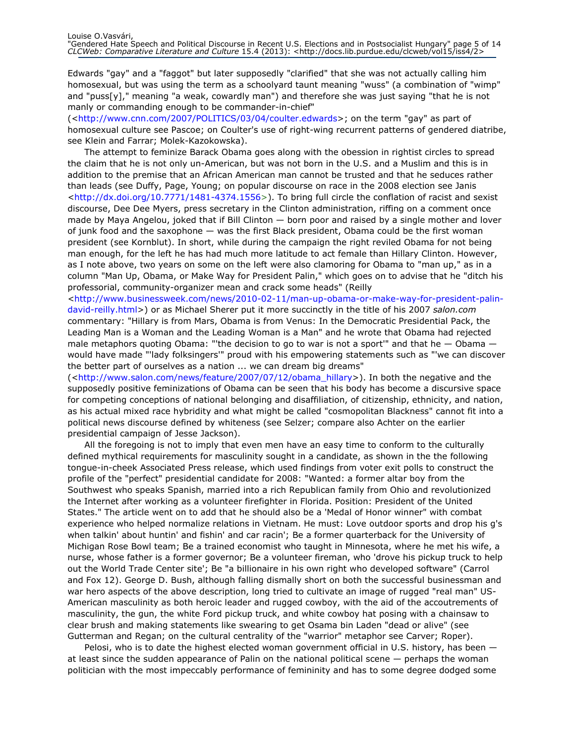Edwards "gay" and a "faggot" but later supposedly "clarified" that she was not actually calling him homosexual, but was using the term as a schoolyard taunt meaning "wuss" (a combination of "wimp" and "puss[y]," meaning "a weak, cowardly man") and therefore she was just saying "that he is not manly or commanding enough to be commander-in-chief" (<http://www.cnn.com/2007/POLITICS/03/04/coulter.edwards>; on the term "gay" as part of homosexual culture see Pascoe; on Coulter's use of right-wing recurrent patterns of gendered diatribe, see Klein and Farrar; Molek-Kazokowska).

The attempt to feminize Barack Obama goes along with the obession in rightist circles to spread the claim that he is not only un-American, but was not born in the U.S. and a Muslim and this is in addition to the premise that an African American man cannot be trusted and that he seduces rather than leads (see Duffy, Page, Young; on popular discourse on race in the 2008 election see Janis <http://dx.doi.org/10.7771/1481-4374.1556>). To bring full circle the conflation of racist and sexist discourse, Dee Dee Myers, press secretary in the Clinton administration, riffing on a comment once made by Maya Angelou, joked that if Bill Clinton — born poor and raised by a single mother and lover of junk food and the saxophone — was the first Black president, Obama could be the first woman president (see Kornblut). In short, while during the campaign the right reviled Obama for not being man enough, for the left he has had much more latitude to act female than Hillary Clinton. However, as I note above, two years on some on the left were also clamoring for Obama to "man up," as in a column "Man Up, Obama, or Make Way for President Palin," which goes on to advise that he "ditch his professorial, community-organizer mean and crack some heads" (Reilly <http://www.businessweek.com/news/2010-02-11/man-up-obama-or-make-way-for-president-palin-david-reilly.html>) or as Michael Sherer put it more succinctly in the title of his 2007 *salon.com* commentary: "Hillary is from Mars, Obama is from Venus: In the Democratic Presidential Pack, the Leading Man is a Woman and the Leading Woman is a Man" and he wrote that Obama had rejected male metaphors quoting Obama: "'the decision to go to war is not a sport'" and that he — Obama — would have made "'lady folksingers'" proud with his empowering statements such as "'we can discover the better part of ourselves as a nation ... we can dream big dreams" (<http://www.salon.com/news/feature/2007/07/12/obama_hillary>). In both the negative and the supposedly positive feminizations of Obama can be seen that his body has become a discursive space for competing conceptions of national belonging and disaffiliation, of citizenship, ethnicity, and nation, as his actual mixed race hybridity and what might be called "cosmopolitan Blackness" cannot fit into a political news discourse defined by whiteness (see Selzer; compare also Achter on the earlier presidential campaign of Jesse Jackson).

All the foregoing is not to imply that even men have an easy time to conform to the culturally defined mythical requirements for masculinity sought in a candidate, as shown in the the following tongue-in-cheek Associated Press release, which used findings from voter exit polls to construct the profile of the "perfect" presidential candidate for 2008: "Wanted: a former altar boy from the Southwest who speaks Spanish, married into a rich Republican family from Ohio and revolutionized the Internet after working as a volunteer firefighter in Florida. Position: President of the United States." The article went on to add that he should also be a 'Medal of Honor winner" with combat experience who helped normalize relations in Vietnam. He must: Love outdoor sports and drop his g's when talkin' about huntin' and fishin' and car racin'; Be a former quarterback for the University of Michigan Rose Bowl team; Be a trained economist who taught in Minnesota, where he met his wife, a nurse, whose father is a former governor; Be a volunteer fireman, who 'drove his pickup truck to help out the World Trade Center site'; Be "a billionaire in his own right who developed software" (Carrol and Fox 12). George D. Bush, although falling dismally short on both the successful businessman and war hero aspects of the above description, long tried to cultivate an image of rugged "real man" US-American masculinity as both heroic leader and rugged cowboy, with the aid of the accoutrements of masculinity, the gun, the white Ford pickup truck, and white cowboy hat posing with a chainsaw to clear brush and making statements like swearing to get Osama bin Laden "dead or alive" (see Gutterman and Regan; on the cultural centrality of the "warrior" metaphor see Carver; Roper).

Pelosi, who is to date the highest elected woman government official in U.S. history, has been — at least since the sudden appearance of Palin on the national political scene — perhaps the woman politician with the most impeccably performance of femininity and has to some degree dodged some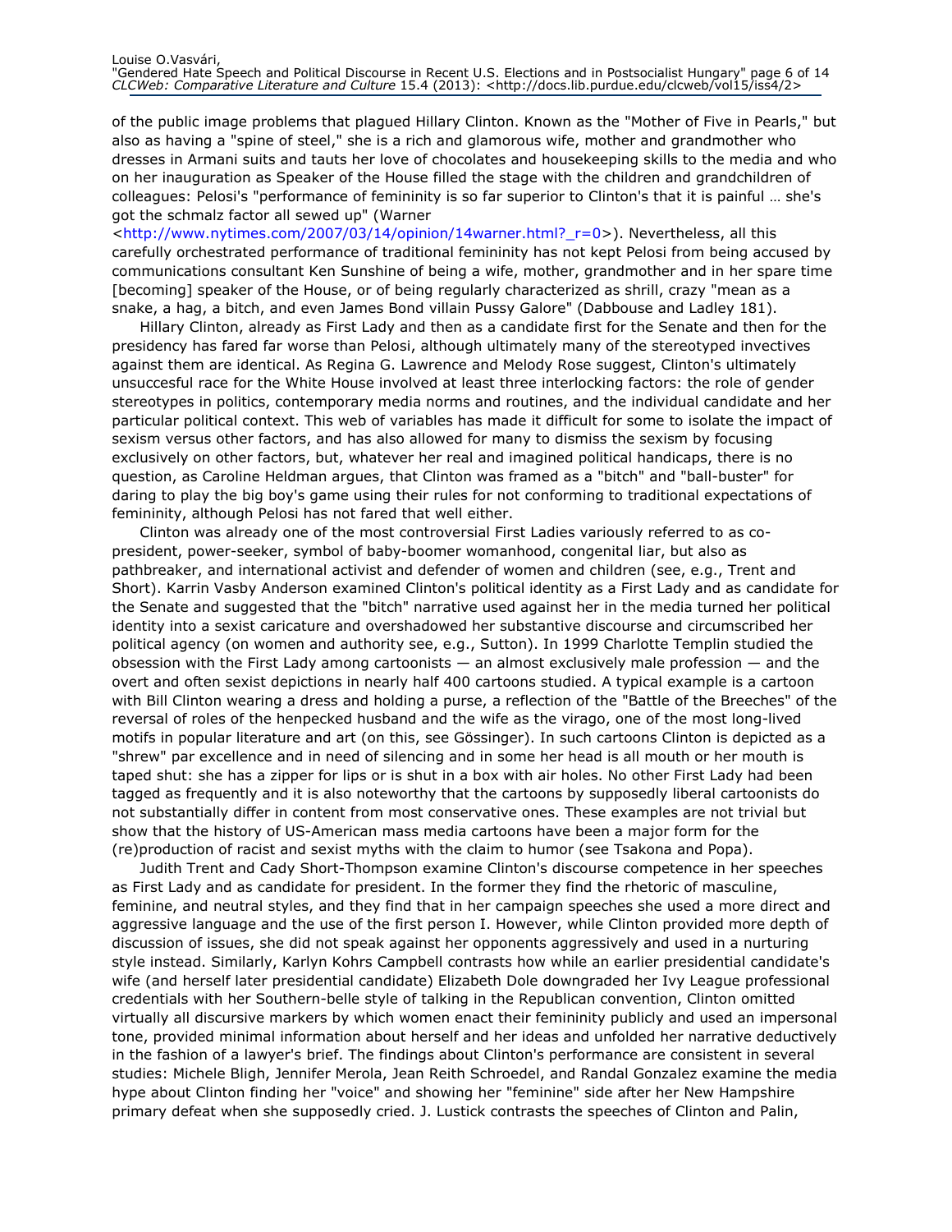of the public image problems that plagued Hillary Clinton. Known as the "Mother of Five in Pearls," but also as having a "spine of steel," she is a rich and glamorous wife, mother and grandmother who dresses in Armani suits and tauts her love of chocolates and housekeeping skills to the media and who on her inauguration as Speaker of the House filled the stage with the children and grandchildren of colleagues: Pelosi's "performance of femininity is so far superior to Clinton's that it is painful … she's got the schmalz factor all sewed up" (Warner <http://www.nytimes.com/2007/03/14/opinion/14warner.html?_r=0>). Nevertheless, all this carefully orchestrated performance of traditional femininity has not kept Pelosi from being accused by communications consultant Ken Sunshine of being a wife, mother, grandmother and in her spare time [becoming] speaker of the House, or of being regularly characterized as shrill, crazy "mean as a snake, a hag, a bitch, and even James Bond villain Pussy Galore" (Dabbouse and Ladley 181).

Hillary Clinton, already as First Lady and then as a candidate first for the Senate and then for the presidency has fared far worse than Pelosi, although ultimately many of the stereotyped invectives against them are identical. As Regina G. Lawrence and Melody Rose suggest, Clinton's ultimately unsuccesful race for the White House involved at least three interlocking factors: the role of gender stereotypes in politics, contemporary media norms and routines, and the individual candidate and her particular political context. This web of variables has made it difficult for some to isolate the impact of sexism versus other factors, and has also allowed for many to dismiss the sexism by focusing exclusively on other factors, but, whatever her real and imagined political handicaps, there is no question, as Caroline Heldman argues, that Clinton was framed as a "bitch" and "ball-buster" for daring to play the big boy's game using their rules for not conforming to traditional expectations of femininity, although Pelosi has not fared that well either.

Clinton was already one of the most controversial First Ladies variously referred to as co-president, power-seeker, symbol of baby-boomer womanhood, congenital liar, but also as pathbreaker, and international activist and defender of women and children (see, e.g., Trent and Short). Karrin Vasby Anderson examined Clinton's political identity as a First Lady and as candidate for the Senate and suggested that the "bitch" narrative used against her in the media turned her political identity into a sexist caricature and overshadowed her substantive discourse and circumscribed her political agency (on women and authority see, e.g., Sutton). In 1999 Charlotte Templin studied the obsession with the First Lady among cartoonists — an almost exclusively male profession — and the overt and often sexist depictions in nearly half 400 cartoons studied. A typical example is a cartoon with Bill Clinton wearing a dress and holding a purse, a reflection of the "Battle of the Breeches" of the reversal of roles of the henpecked husband and the wife as the virago, one of the most long-lived motifs in popular literature and art (on this, see Gössinger). In such cartoons Clinton is depicted as a "shrew" par excellence and in need of silencing and in some her head is all mouth or her mouth is taped shut: she has a zipper for lips or is shut in a box with air holes. No other First Lady had been tagged as frequently and it is also noteworthy that the cartoons by supposedly liberal cartoonists do not substantially differ in content from most conservative ones. These examples are not trivial but show that the history of US-American mass media cartoons have been a major form for the (re)production of racist and sexist myths with the claim to humor (see Tsakona and Popa).

Judith Trent and Cady Short-Thompson examine Clinton's discourse competence in her speeches as First Lady and as candidate for president. In the former they find the rhetoric of masculine, feminine, and neutral styles, and they find that in her campaign speeches she used a more direct and aggressive language and the use of the first person I. However, while Clinton provided more depth of discussion of issues, she did not speak against her opponents aggressively and used in a nurturing style instead. Similarly, Karlyn Kohrs Campbell contrasts how while an earlier presidential candidate's wife (and herself later presidential candidate) Elizabeth Dole downgraded her Ivy League professional credentials with her Southern-belle style of talking in the Republican convention, Clinton omitted virtually all discursive markers by which women enact their femininity publicly and used an impersonal tone, provided minimal information about herself and her ideas and unfolded her narrative deductively in the fashion of a lawyer's brief. The findings about Clinton's performance are consistent in several studies: Michele Bligh, Jennifer Merola, Jean Reith Schroedel, and Randal Gonzalez examine the media hype about Clinton finding her "voice" and showing her "feminine" side after her New Hampshire primary defeat when she supposedly cried. J. Lustick contrasts the speeches of Clinton and Palin,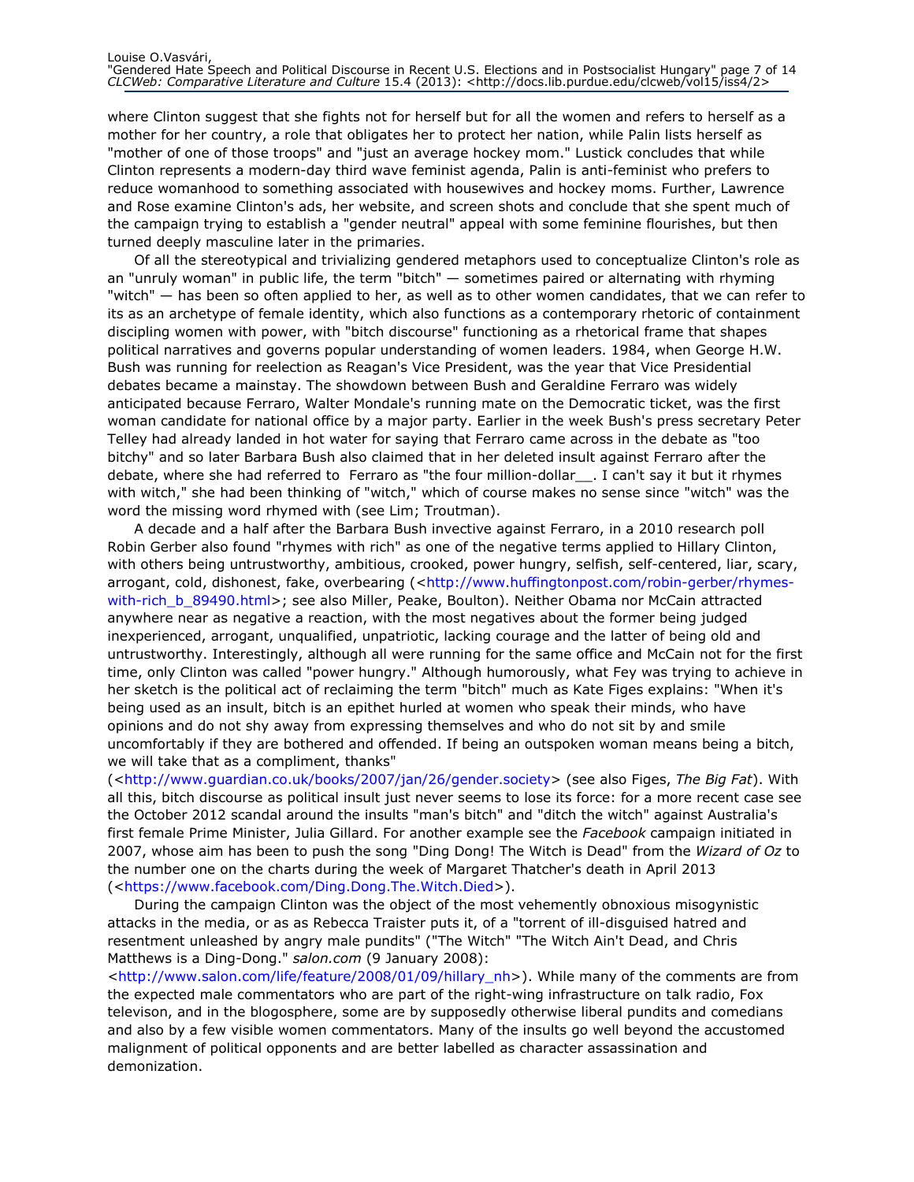where Clinton suggest that she fights not for herself but for all the women and refers to herself as a mother for her country, a role that obligates her to protect her nation, while Palin lists herself as "mother of one of those troops" and "just an average hockey mom." Lustick concludes that while Clinton represents a modern-day third wave feminist agenda, Palin is anti-feminist who prefers to reduce womanhood to something associated with housewives and hockey moms. Further, Lawrence and Rose examine Clinton's ads, her website, and screen shots and conclude that she spent much of the campaign trying to establish a "gender neutral" appeal with some feminine flourishes, but then turned deeply masculine later in the primaries.

Of all the stereotypical and trivializing gendered metaphors used to conceptualize Clinton's role as an "unruly woman" in public life, the term "bitch" — sometimes paired or alternating with rhyming "witch" — has been so often applied to her, as well as to other women candidates, that we can refer to its as an archetype of female identity, which also functions as a contemporary rhetoric of containment discipling women with power, with "bitch discourse" functioning as a rhetorical frame that shapes political narratives and governs popular understanding of women leaders. 1984, when George H.W. Bush was running for reelection as Reagan's Vice President, was the year that Vice Presidential debates became a mainstay. The showdown between Bush and Geraldine Ferraro was widely anticipated because Ferraro, Walter Mondale's running mate on the Democratic ticket, was the first woman candidate for national office by a major party. Earlier in the week Bush's press secretary Peter Telley had already landed in hot water for saying that Ferraro came across in the debate as "too bitchy" and so later Barbara Bush also claimed that in her deleted insult against Ferraro after the debate, where she had referred to Ferraro as "the four million-dollar__. I can't say it but it rhymes with witch," she had been thinking of "witch," which of course makes no sense since "witch" was the word the missing word rhymed with (see Lim; Troutman).

A decade and a half after the Barbara Bush invective against Ferraro, in a 2010 research poll Robin Gerber also found "rhymes with rich" as one of the negative terms applied to Hillary Clinton, with others being untrustworthy, ambitious, crooked, power hungry, selfish, self-centered, liar, scary, arrogant, cold, dishonest, fake, overbearing (<http://www.huffingtonpost.com/robin-gerber/rhymes-with-rich_b_89490.html>; see also Miller, Peake, Boulton). Neither Obama nor McCain attracted anywhere near as negative a reaction, with the most negatives about the former being judged inexperienced, arrogant, unqualified, unpatriotic, lacking courage and the latter of being old and untrustworthy. Interestingly, although all were running for the same office and McCain not for the first time, only Clinton was called "power hungry." Although humorously, what Fey was trying to achieve in her sketch is the political act of reclaiming the term "bitch" much as Kate Figes explains: "When it's being used as an insult, bitch is an epithet hurled at women who speak their minds, who have opinions and do not shy away from expressing themselves and who do not sit by and smile uncomfortably if they are bothered and offended. If being an outspoken woman means being a bitch, we will take that as a compliment, thanks" (<http://www.guardian.co.uk/books/2007/jan/26/gender.society> (see also Figes, *The Big Fat*). With all this, bitch discourse as political insult just never seems to lose its force: for a more recent case see the October 2012 scandal around the insults "man's bitch" and "ditch the witch" against Australia's first female Prime Minister, Julia Gillard. For another example see the *Facebook* campaign initiated in 2007, whose aim has been to push the song "Ding Dong! The Witch is Dead" from the *Wizard of Oz* to the number one on the charts during the week of Margaret Thatcher's death in April 2013 (<https://www.facebook.com/Ding.Dong.The.Witch.Died>).

During the campaign Clinton was the object of the most vehemently obnoxious misogynistic attacks in the media, or as as Rebecca Traister puts it, of a "torrent of ill-disguised hatred and resentment unleashed by angry male pundits" ("The Witch" "The Witch Ain't Dead, and Chris Matthews is a Ding-Dong." *salon.com* (9 January 2008): <http://www.salon.com/life/feature/2008/01/09/hillary_nh>). While many of the comments are from the expected male commentators who are part of the right-wing infrastructure on talk radio, Fox televison, and in the blogosphere, some are by supposedly otherwise liberal pundits and comedians and also by a few visible women commentators. Many of the insults go well beyond the accustomed malignment of political opponents and are better labelled as character assassination and demonization.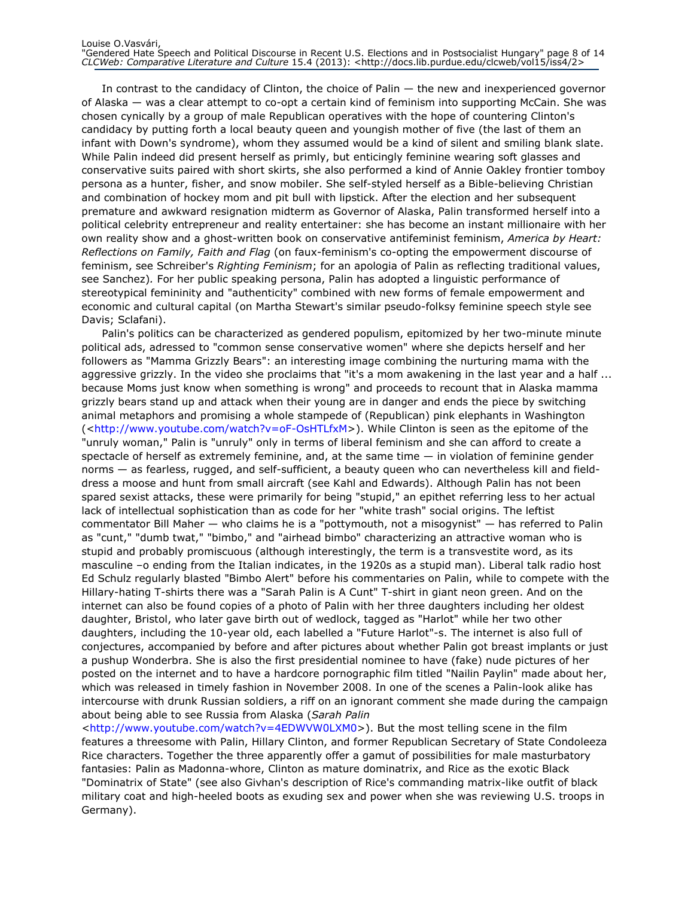In contrast to the candidacy of Clinton, the choice of Palin — the new and inexperienced governor of Alaska — was a clear attempt to co-opt a certain kind of feminism into supporting McCain. She was chosen cynically by a group of male Republican operatives with the hope of countering Clinton's candidacy by putting forth a local beauty queen and youngish mother of five (the last of them an infant with Down's syndrome), whom they assumed would be a kind of silent and smiling blank slate. While Palin indeed did present herself as primly, but enticingly feminine wearing soft glasses and conservative suits paired with short skirts, she also performed a kind of Annie Oakley frontier tomboy persona as a hunter, fisher, and snow mobiler. She self-styled herself as a Bible-believing Christian and combination of hockey mom and pit bull with lipstick. After the election and her subsequent premature and awkward resignation midterm as Governor of Alaska, Palin transformed herself into a political celebrity entrepreneur and reality entertainer: she has become an instant millionaire with her own reality show and a ghost-written book on conservative antifeminist feminism, *America by Heart: Reflections on Family, Faith and Flag* (on faux-feminism's co-opting the empowerment discourse of feminism, see Schreiber's *Righting Feminism*; for an apologia of Palin as reflecting traditional values, see Sanchez). For her public speaking persona, Palin has adopted a linguistic performance of stereotypical femininity and "authenticity" combined with new forms of female empowerment and economic and cultural capital (on Martha Stewart's similar pseudo-folksy feminine speech style see Davis; Sclafani).

Palin's politics can be characterized as gendered populism, epitomized by her two-minute minute political ads, adressed to "common sense conservative women" where she depicts herself and her followers as "Mamma Grizzly Bears": an interesting image combining the nurturing mama with the aggressive grizzly. In the video she proclaims that "it's a mom awakening in the last year and a half ... because Moms just know when something is wrong" and proceeds to recount that in Alaska mamma grizzly bears stand up and attack when their young are in danger and ends the piece by switching animal metaphors and promising a whole stampede of (Republican) pink elephants in Washington (<http://www.youtube.com/watch?v=oF-OsHTLfxM>). While Clinton is seen as the epitome of the "unruly woman," Palin is "unruly" only in terms of liberal feminism and she can afford to create a spectacle of herself as extremely feminine, and, at the same time — in violation of feminine gender norms — as fearless, rugged, and self-sufficient, a beauty queen who can nevertheless kill and field-dress a moose and hunt from small aircraft (see Kahl and Edwards). Although Palin has not been spared sexist attacks, these were primarily for being "stupid," an epithet referring less to her actual lack of intellectual sophistication than as code for her "white trash" social origins. The leftist commentator Bill Maher — who claims he is a "pottymouth, not a misogynist" — has referred to Palin as "cunt," "dumb twat," "bimbo," and "airhead bimbo" characterizing an attractive woman who is stupid and probably promiscuous (although interestingly, the term is a transvestite word, as its masculine –o ending from the Italian indicates, in the 1920s as a stupid man). Liberal talk radio host Ed Schulz regularly blasted "Bimbo Alert" before his commentaries on Palin, while to compete with the Hillary-hating T-shirts there was a "Sarah Palin is A Cunt" T-shirt in giant neon green. And on the internet can also be found copies of a photo of Palin with her three daughters including her oldest daughter, Bristol, who later gave birth out of wedlock, tagged as "Harlot" while her two other daughters, including the 10-year old, each labelled a "Future Harlot"-s. The internet is also full of conjectures, accompanied by before and after pictures about whether Palin got breast implants or just a pushup Wonderbra. She is also the first presidential nominee to have (fake) nude pictures of her posted on the internet and to have a hardcore pornographic film titled "Nailin Paylin" made about her, which was released in timely fashion in November 2008. In one of the scenes a Palin-look alike has intercourse with drunk Russian soldiers, a riff on an ignorant comment she made during the campaign about being able to see Russia from Alaska (*Sarah Palin* <http://www.youtube.com/watch?v=4EDWVW0LXM0>). But the most telling scene in the film features a threesome with Palin, Hillary Clinton, and former Republican Secretary of State Condoleeza Rice characters. Together the three apparently offer a gamut of possibilities for male masturbatory fantasies: Palin as Madonna-whore, Clinton as mature dominatrix, and Rice as the exotic Black "Dominatrix of State" (see also Givhan's description of Rice's commanding matrix-like outfit of black military coat and high-heeled boots as exuding sex and power when she was reviewing U.S. troops in Germany).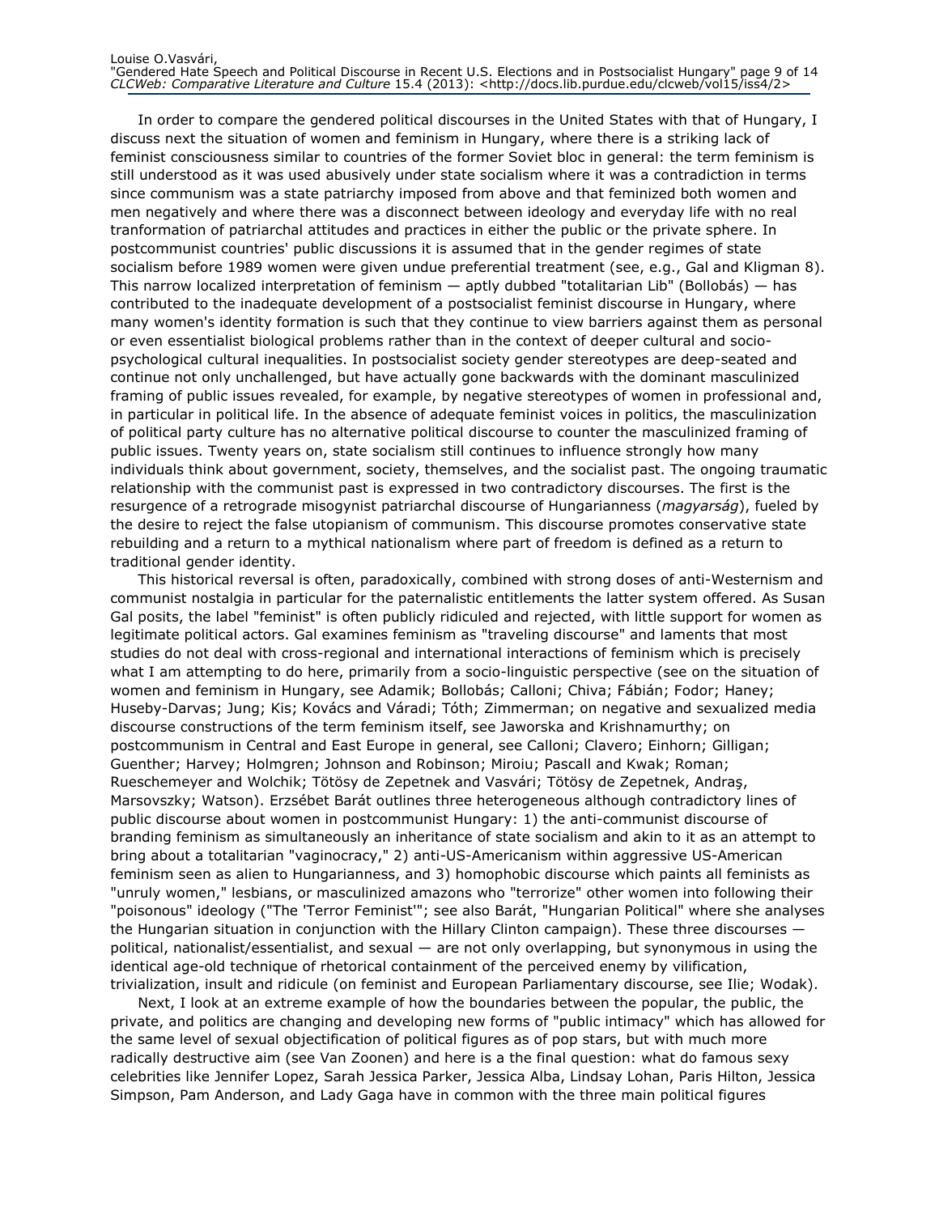In order to compare the gendered political discourses in the United States with that of Hungary, I discuss next the situation of women and feminism in Hungary, where there is a striking lack of feminist consciousness similar to countries of the former Soviet bloc in general: the term feminism is still understood as it was used abusively under state socialism where it was a contradiction in terms since communism was a state patriarchy imposed from above and that feminized both women and men negatively and where there was a disconnect between ideology and everyday life with no real tranformation of patriarchal attitudes and practices in either the public or the private sphere. In postcommunist countries' public discussions it is assumed that in the gender regimes of state socialism before 1989 women were given undue preferential treatment (see, e.g., Gal and Kligman 8). This narrow localized interpretation of feminism — aptly dubbed "totalitarian Lib" (Bollobás) — has contributed to the inadequate development of a postsocialist feminist discourse in Hungary, where many women's identity formation is such that they continue to view barriers against them as personal or even essentialist biological problems rather than in the context of deeper cultural and socio-psychological cultural inequalities. In postsocialist society gender stereotypes are deep-seated and continue not only unchallenged, but have actually gone backwards with the dominant masculinized framing of public issues revealed, for example, by negative stereotypes of women in professional and, in particular in political life. In the absence of adequate feminist voices in politics, the masculinization of political party culture has no alternative political discourse to counter the masculinized framing of public issues. Twenty years on, state socialism still continues to influence strongly how many individuals think about government, society, themselves, and the socialist past. The ongoing traumatic relationship with the communist past is expressed in two contradictory discourses. The first is the resurgence of a retrograde misogynist patriarchal discourse of Hungarianness (*magyarság*), fueled by the desire to reject the false utopianism of communism. This discourse promotes conservative state rebuilding and a return to a mythical nationalism where part of freedom is defined as a return to traditional gender identity.

This historical reversal is often, paradoxically, combined with strong doses of anti-Westernism and communist nostalgia in particular for the paternalistic entitlements the latter system offered. As Susan Gal posits, the label "feminist" is often publicly ridiculed and rejected, with little support for women as legitimate political actors. Gal examines feminism as "traveling discourse" and laments that most studies do not deal with cross-regional and international interactions of feminism which is precisely what I am attempting to do here, primarily from a socio-linguistic perspective (see on the situation of women and feminism in Hungary, see Adamik; Bollobás; Calloni; Chiva; Fábián; Fodor; Haney; Huseby-Darvas; Jung; Kis; Kovács and Váradi; Tóth; Zimmerman; on negative and sexualized media discourse constructions of the term feminism itself, see Jaworska and Krishnamurthy; on postcommunism in Central and East Europe in general, see Calloni; Clavero; Einhorn; Gilligan; Guenther; Harvey; Holmgren; Johnson and Robinson; Miroiu; Pascall and Kwak; Roman; Rueschemeyer and Wolchik; Tötösy de Zepetnek and Vasvári; Tötösy de Zepetnek, Andraş, Marsovszky; Watson). Erzsébet Barát outlines three heterogeneous although contradictory lines of public discourse about women in postcommunist Hungary: 1) the anti-communist discourse of branding feminism as simultaneously an inheritance of state socialism and akin to it as an attempt to bring about a totalitarian "vaginocracy," 2) anti-US-Americanism within aggressive US-American feminism seen as alien to Hungarianness, and 3) homophobic discourse which paints all feminists as "unruly women," lesbians, or masculinized amazons who "terrorize" other women into following their "poisonous" ideology ("The 'Terror Feminist'"; see also Barát, "Hungarian Political" where she analyses the Hungarian situation in conjunction with the Hillary Clinton campaign). These three discourses — political, nationalist/essentialist, and sexual — are not only overlapping, but synonymous in using the identical age-old technique of rhetorical containment of the perceived enemy by vilification, trivialization, insult and ridicule (on feminist and European Parliamentary discourse, see Ilie; Wodak).

Next, I look at an extreme example of how the boundaries between the popular, the public, the private, and politics are changing and developing new forms of "public intimacy" which has allowed for the same level of sexual objectification of political figures as of pop stars, but with much more radically destructive aim (see Van Zoonen) and here is a the final question: what do famous sexy celebrities like Jennifer Lopez, Sarah Jessica Parker, Jessica Alba, Lindsay Lohan, Paris Hilton, Jessica Simpson, Pam Anderson, and Lady Gaga have in common with the three main political figures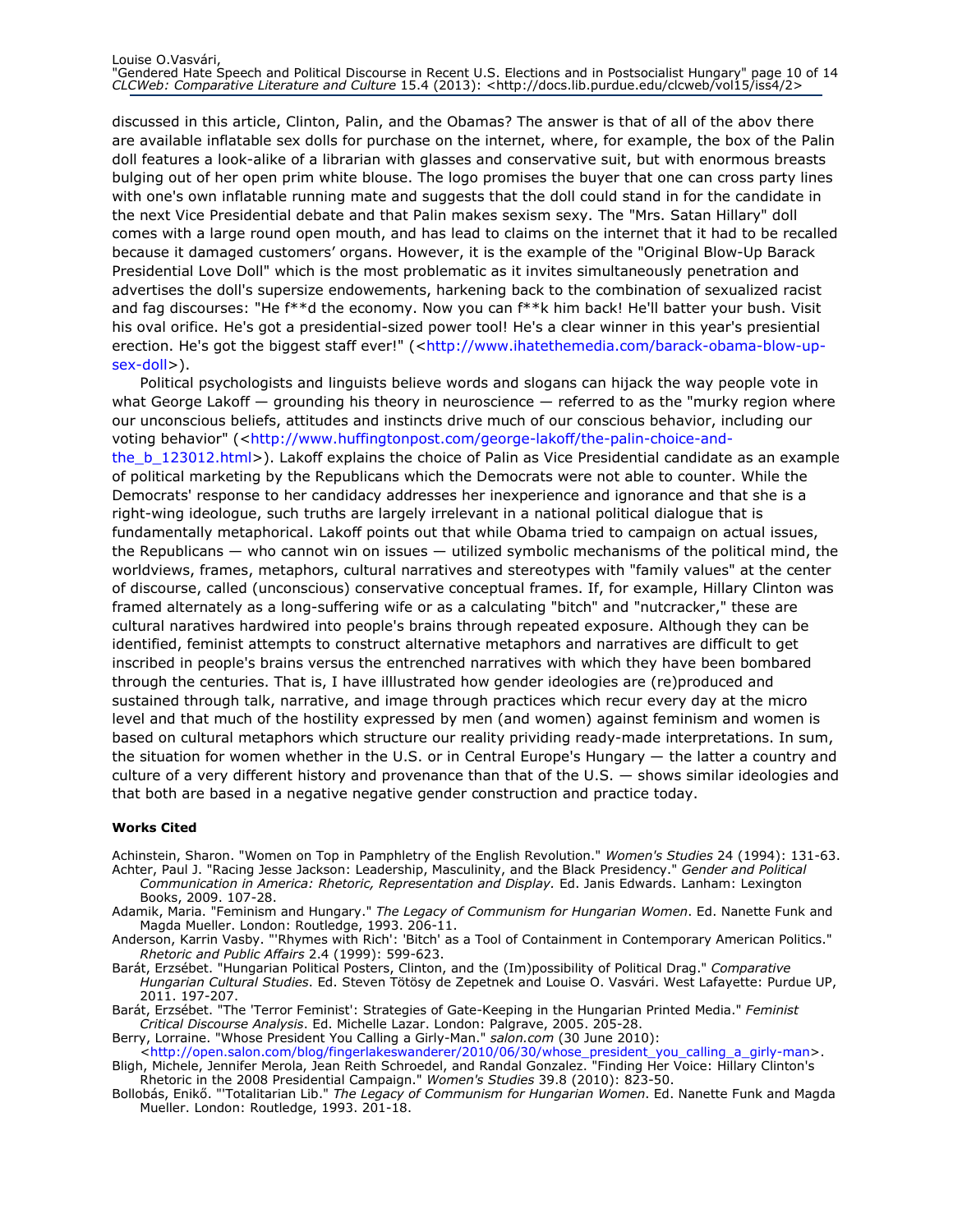discussed in this article, Clinton, Palin, and the Obamas? The answer is that of all of the abov there are available inflatable sex dolls for purchase on the internet, where, for example, the box of the Palin doll features a look-alike of a librarian with glasses and conservative suit, but with enormous breasts bulging out of her open prim white blouse. The logo promises the buyer that one can cross party lines with one's own inflatable running mate and suggests that the doll could stand in for the candidate in the next Vice Presidential debate and that Palin makes sexism sexy. The "Mrs. Satan Hillary" doll comes with a large round open mouth, and has lead to claims on the internet that it had to be recalled because it damaged customers' organs. However, it is the example of the "Original Blow-Up Barack Presidential Love Doll" which is the most problematic as it invites simultaneously penetration and advertises the doll's supersize endowements, harkening back to the combination of sexualized racist and fag discourses: "He f**d the economy. Now you can f**k him back! He'll batter your bush. Visit his oval orifice. He's got a presidential-sized power tool! He's a clear winner in this year's presiential erection. He's got the biggest staff ever!" (<http://www.ihatethemedia.com/barack-obama-blow-up-sex-doll>).

Political psychologists and linguists believe words and slogans can hijack the way people vote in what George Lakoff — grounding his theory in neuroscience — referred to as the "murky region where our unconscious beliefs, attitudes and instincts drive much of our conscious behavior, including our voting behavior" (<http://www.huffingtonpost.com/george-lakoff/the-palin-choice-and-the_b_123012.html>). Lakoff explains the choice of Palin as Vice Presidential candidate as an example of political marketing by the Republicans which the Democrats were not able to counter. While the Democrats' response to her candidacy addresses her inexperience and ignorance and that she is a right-wing ideologue, such truths are largely irrelevant in a national political dialogue that is fundamentally metaphorical. Lakoff points out that while Obama tried to campaign on actual issues, the Republicans — who cannot win on issues — utilized symbolic mechanisms of the political mind, the worldviews, frames, metaphors, cultural narratives and stereotypes with "family values" at the center of discourse, called (unconscious) conservative conceptual frames. If, for example, Hillary Clinton was framed alternately as a long-suffering wife or as a calculating "bitch" and "nutcracker," these are cultural naratives hardwired into people's brains through repeated exposure. Although they can be identified, feminist attempts to construct alternative metaphors and narratives are difficult to get inscribed in people's brains versus the entrenched narratives with which they have been bombared through the centuries. That is, I have illlustrated how gender ideologies are (re)produced and sustained through talk, narrative, and image through practices which recur every day at the micro level and that much of the hostility expressed by men (and women) against feminism and women is based on cultural metaphors which structure our reality prividing ready-made interpretations. In sum, the situation for women whether in the U.S. or in Central Europe's Hungary — the latter a country and culture of a very different history and provenance than that of the U.S. — shows similar ideologies and that both are based in a negative negative gender construction and practice today.

**Works Cited**

Achinstein, Sharon. "Women on Top in Pamphletry of the English Revolution." *Women's Studies* 24 (1994): 131-63.

Achter, Paul J. "Racing Jesse Jackson: Leadership, Masculinity, and the Black Presidency." *Gender and Political Communication in America: Rhetoric, Representation and Display.* Ed. Janis Edwards. Lanham: Lexington Books, 2009. 107-28.

Adamik, Maria. "Feminism and Hungary." *The Legacy of Communism for Hungarian Women*. Ed. Nanette Funk and Magda Mueller. London: Routledge, 1993. 206-11.

Anderson, Karrin Vasby. "'Rhymes with Rich': 'Bitch' as a Tool of Containment in Contemporary American Politics." *Rhetoric and Public Affairs* 2.4 (1999): 599-623.

Barát, Erzsébet. "Hungarian Political Posters, Clinton, and the (Im)possibility of Political Drag." *Comparative Hungarian Cultural Studies*. Ed. Steven Tötösy de Zepetnek and Louise O. Vasvári. West Lafayette: Purdue UP, 2011. 197-207.

Barát, Erzsébet. "The 'Terror Feminist': Strategies of Gate-Keeping in the Hungarian Printed Media." *Feminist Critical Discourse Analysis*. Ed. Michelle Lazar. London: Palgrave, 2005. 205-28.

Berry, Lorraine. "Whose President You Calling a Girly-Man." *salon.com* (30 June 2010): <http://open.salon.com/blog/fingerlakeswanderer/2010/06/30/whose_president_you_calling_a_girly-man>.

Bligh, Michele, Jennifer Merola, Jean Reith Schroedel, and Randal Gonzalez. "Finding Her Voice: Hillary Clinton's Rhetoric in the 2008 Presidential Campaign." *Women's Studies* 39.8 (2010): 823-50.

Bollobás, Enikő. "'Totalitarian Lib." *The Legacy of Communism for Hungarian Women*. Ed. Nanette Funk and Magda Mueller. London: Routledge, 1993. 201-18.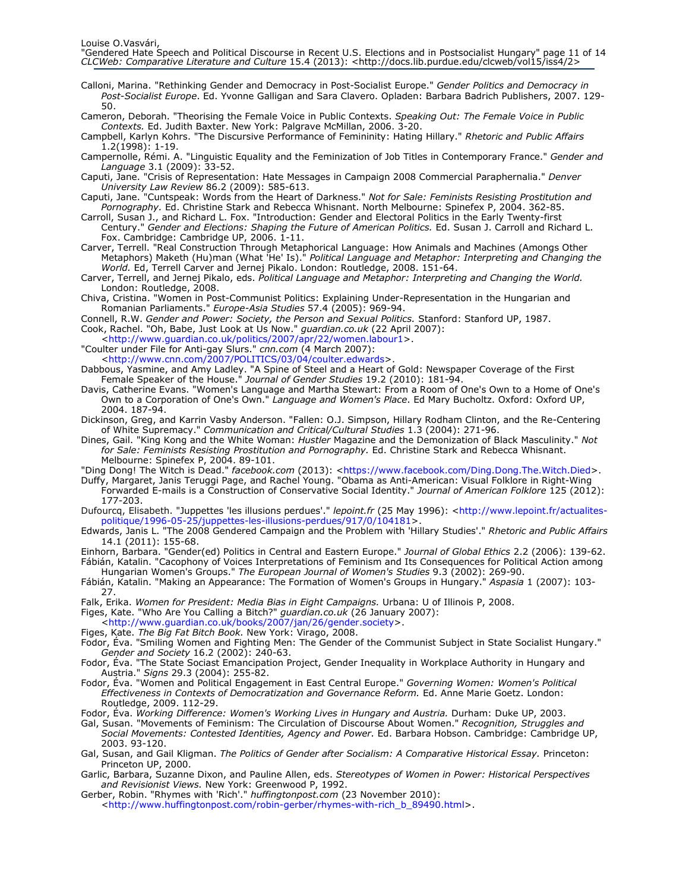Calloni, Marina. "Rethinking Gender and Democracy in Post-Socialist Europe." *Gender Politics and Democracy in Post-Socialist Europe*. Ed. Yvonne Galligan and Sara Clavero. Opladen: Barbara Badrich Publishers, 2007. 129-50.

Cameron, Deborah. "Theorising the Female Voice in Public Contexts. *Speaking Out: The Female Voice in Public Contexts.* Ed. Judith Baxter. New York: Palgrave McMillan, 2006. 3-20.

Campbell, Karlyn Kohrs. "The Discursive Performance of Femininity: Hating Hillary." *Rhetoric and Public Affairs* 1.2(1998): 1-19.

Campernolle, Rémi. A. "Linguistic Equality and the Feminization of Job Titles in Contemporary France." *Gender and Language* 3.1 (2009): 33-52.

Caputi, Jane. "Crisis of Representation: Hate Messages in Campaign 2008 Commercial Paraphernalia." *Denver University Law Review* 86.2 (2009): 585-613.

Caputi, Jane. "Cuntspeak: Words from the Heart of Darkness." *Not for Sale: Feminists Resisting Prostitution and Pornography.* Ed. Christine Stark and Rebecca Whisnant. North Melbourne: Spinefex P, 2004. 362-85.

Carroll, Susan J., and Richard L. Fox. "Introduction: Gender and Electoral Politics in the Early Twenty-first Century." *Gender and Elections: Shaping the Future of American Politics.* Ed. Susan J. Carroll and Richard L. Fox. Cambridge: Cambridge UP, 2006. 1-11.

Carver, Terrell. "Real Construction Through Metaphorical Language: How Animals and Machines (Amongs Other Metaphors) Maketh (Hu)man (What 'He' Is)." *Political Language and Metaphor: Interpreting and Changing the World.* Ed, Terrell Carver and Jernej Pikalo. London: Routledge, 2008. 151-64.

Carver, Terrell, and Jernej Pikalo, eds. *Political Language and Metaphor: Interpreting and Changing the World.* London: Routledge, 2008.

Chiva, Cristina. "Women in Post-Communist Politics: Explaining Under-Representation in the Hungarian and Romanian Parliaments." *Europe-Asia Studies* 57.4 (2005): 969-94.

Connell, R.W. *Gender and Power: Society, the Person and Sexual Politics.* Stanford: Stanford UP, 1987.

Cook, Rachel. "Oh, Babe, Just Look at Us Now." *guardian.co.uk* (22 April 2007): <http://www.guardian.co.uk/politics/2007/apr/22/women.labour1>.

"Coulter under File for Anti-gay Slurs." *cnn.com* (4 March 2007): <http://www.cnn.com/2007/POLITICS/03/04/coulter.edwards>.

Dabbous, Yasmine, and Amy Ladley. "A Spine of Steel and a Heart of Gold: Newspaper Coverage of the First Female Speaker of the House." *Journal of Gender Studies* 19.2 (2010): 181-94.

Davis, Catherine Evans. "Women's Language and Martha Stewart: From a Room of One's Own to a Home of One's Own to a Corporation of One's Own." *Language and Women's Place*. Ed Mary Bucholtz. Oxford: Oxford UP, 2004. 187-94.

Dickinson, Greg, and Karrin Vasby Anderson. "Fallen: O.J. Simpson, Hillary Rodham Clinton, and the Re-Centering of White Supremacy." *Communication and Critical/Cultural Studies* 1.3 (2004): 271-96.

Dines, Gail. "King Kong and the White Woman: *Hustler* Magazine and the Demonization of Black Masculinity." *Not for Sale: Feminists Resisting Prostitution and Pornography.* Ed. Christine Stark and Rebecca Whisnant. Melbourne: Spinefex P, 2004. 89-101.

"Ding Dong! The Witch is Dead." *facebook.com* (2013): <https://www.facebook.com/Ding.Dong.The.Witch.Died>.

Duffy, Margaret, Janis Teruggi Page, and Rachel Young. "Obama as Anti-American: Visual Folklore in Right-Wing Forwarded E-mails is a Construction of Conservative Social Identity." *Journal of American Folklore* 125 (2012): 177-203.

Dufourcq, Elisabeth. "Juppettes 'les illusions perdues'." *lepoint.fr* (25 May 1996): <http://www.lepoint.fr/actualites-politique/1996-05-25/juppettes-les-illusions-perdues/917/0/104181>.

Edwards, Janis L. "The 2008 Gendered Campaign and the Problem with 'Hillary Studies'." *Rhetoric and Public Affairs* 14.1 (2011): 155-68.

Einhorn, Barbara. "Gender(ed) Politics in Central and Eastern Europe." *Journal of Global Ethics* 2.2 (2006): 139-62.

Fábián, Katalin. "Cacophony of Voices Interpretations of Feminism and Its Consequences for Political Action among Hungarian Women's Groups." *The European Journal of Women's Studies* 9.3 (2002): 269-90.

Fábián, Katalin. "Making an Appearance: The Formation of Women's Groups in Hungary." *Aspasia* 1 (2007): 103-27.

Falk, Erika. *Women for President: Media Bias in Eight Campaigns.* Urbana: U of Illinois P, 2008.

Figes, Kate. "Who Are You Calling a Bitch?" *guardian.co.uk* (26 January 2007): <http://www.guardian.co.uk/books/2007/jan/26/gender.society>.

Figes, Kate. *The Big Fat Bitch Book.* New York: Virago, 2008.

Fodor, Éva. "Smiling Women and Fighting Men: The Gender of the Communist Subject in State Socialist Hungary." *Gender and Society* 16.2 (2002): 240-63.

Fodor, Éva. "The State Sociast Emancipation Project, Gender Inequality in Workplace Authority in Hungary and Austria." *Signs* 29.3 (2004): 255-82.

Fodor, Éva. "Women and Political Engagement in East Central Europe." *Governing Women: Women's Political Effectiveness in Contexts of Democratization and Governance Reform.* Ed. Anne Marie Goetz. London: Routledge, 2009. 112-29.

Fodor, Éva. *Working Difference: Women's Working Lives in Hungary and Austria.* Durham: Duke UP, 2003.

Gal, Susan. "Movements of Feminism: The Circulation of Discourse About Women." *Recognition, Struggles and Social Movements: Contested Identities, Agency and Power.* Ed. Barbara Hobson. Cambridge: Cambridge UP, 2003. 93-120.

Gal, Susan, and Gail Kligman. *The Politics of Gender after Socialism: A Comparative Historical Essay.* Princeton: Princeton UP, 2000.

Garlic, Barbara, Suzanne Dixon, and Pauline Allen, eds. *Stereotypes of Women in Power: Historical Perspectives and Revisionist Views.* New York: Greenwood P, 1992.

Gerber, Robin. "Rhymes with 'Rich'." *huffingtonpost.com* (23 November 2010): <http://www.huffingtonpost.com/robin-gerber/rhymes-with-rich_b_89490.html>.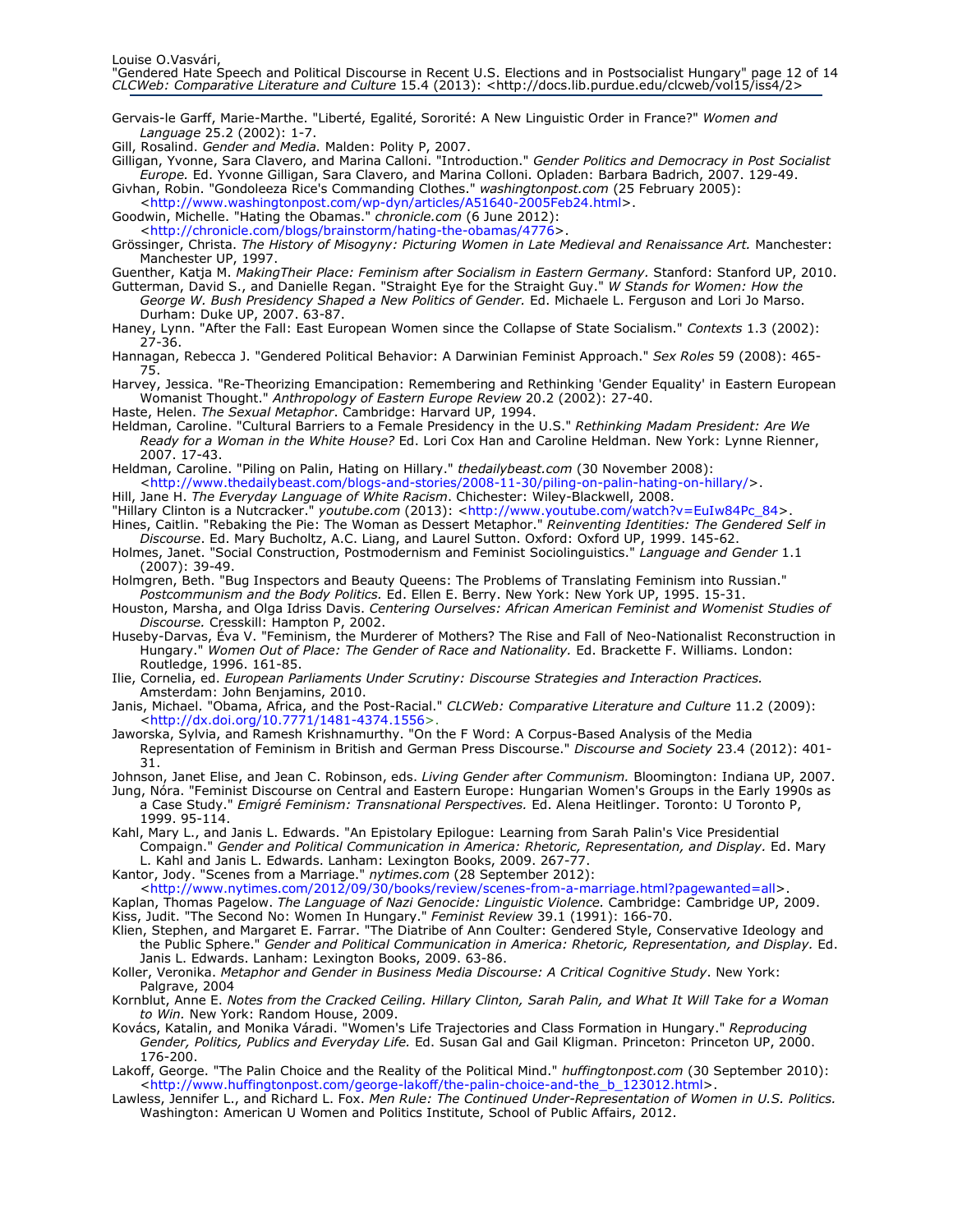Gervais-le Garff, Marie-Marthe. "Liberté, Egalité, Sororité: A New Linguistic Order in France?" *Women and Language* 25.2 (2002): 1-7.

Gill, Rosalind. *Gender and Media*. Malden: Polity P, 2007.

Gilligan, Yvonne, Sara Clavero, and Marina Calloni. "Introduction." *Gender Politics and Democracy in Post Socialist Europe.* Ed. Yvonne Gilligan, Sara Clavero, and Marina Colloni. Opladen: Barbara Badrich, 2007. 129-49.

Givhan, Robin. "Gondoleeza Rice's Commanding Clothes." *washingtonpost.com* (25 February 2005): <http://www.washingtonpost.com/wp-dyn/articles/A51640-2005Feb24.html>.

Goodwin, Michelle. "Hating the Obamas." *chronicle.com* (6 June 2012): <http://chronicle.com/blogs/brainstorm/hating-the-obamas/4776>.

Grössinger, Christa. *The History of Misogyny: Picturing Women in Late Medieval and Renaissance Art.* Manchester: Manchester UP, 1997.

Guenther, Katja M. *MakingTheir Place: Feminism after Socialism in Eastern Germany*. Stanford: Stanford UP, 2010.

Gutterman, David S., and Danielle Regan. "Straight Eye for the Straight Guy." *W Stands for Women: How the George W. Bush Presidency Shaped a New Politics of Gender.* Ed. Michaele L. Ferguson and Lori Jo Marso. Durham: Duke UP, 2007. 63-87.

Haney, Lynn. "After the Fall: East European Women since the Collapse of State Socialism." *Contexts* 1.3 (2002): 27-36.

Hannagan, Rebecca J. "Gendered Political Behavior: A Darwinian Feminist Approach." *Sex Roles* 59 (2008): 465-75.

Harvey, Jessica. "Re-Theorizing Emancipation: Remembering and Rethinking 'Gender Equality' in Eastern European Womanist Thought." *Anthropology of Eastern Europe Review* 20.2 (2002): 27-40.

Haste, Helen. *The Sexual Metaphor*. Cambridge: Harvard UP, 1994.

Heldman, Caroline. "Cultural Barriers to a Female Presidency in the U.S." *Rethinking Madam President: Are We Ready for a Woman in the White House?* Ed. Lori Cox Han and Caroline Heldman. New York: Lynne Rienner, 2007. 17-43.

Heldman, Caroline. "Piling on Palin, Hating on Hillary." *thedailybeast.com* (30 November 2008): <http://www.thedailybeast.com/blogs-and-stories/2008-11-30/piling-on-palin-hating-on-hillary/>.

Hill, Jane H. *The Everyday Language of White Racism*. Chichester: Wiley-Blackwell, 2008.

"Hillary Clinton is a Nutcracker." *youtube.com* (2013): <http://www.youtube.com/watch?v=EuIw84Pc_84>.

Hines, Caitlin. "Rebaking the Pie: The Woman as Dessert Metaphor." *Reinventing Identities: The Gendered Self in Discourse*. Ed. Mary Bucholtz, A.C. Liang, and Laurel Sutton. Oxford: Oxford UP, 1999. 145-62.

Holmes, Janet. "Social Construction, Postmodernism and Feminist Sociolinguistics." *Language and Gender* 1.1 (2007): 39-49.

Holmgren, Beth. "Bug Inspectors and Beauty Queens: The Problems of Translating Feminism into Russian." *Postcommunism and the Body Politics.* Ed. Ellen E. Berry. New York: New York UP, 1995. 15-31.

Houston, Marsha, and Olga Idriss Davis. *Centering Ourselves: African American Feminist and Womenist Studies of Discourse.* Cresskill: Hampton P, 2002.

Huseby-Darvas, Éva V. "Feminism, the Murderer of Mothers? The Rise and Fall of Neo-Nationalist Reconstruction in Hungary." *Women Out of Place: The Gender of Race and Nationality.* Ed. Brackette F. Williams. London: Routledge, 1996. 161-85.

Ilie, Cornelia, ed. *European Parliaments Under Scrutiny: Discourse Strategies and Interaction Practices.* Amsterdam: John Benjamins, 2010.

Janis, Michael. "Obama, Africa, and the Post-Racial." *CLCWeb: Comparative Literature and Culture* 11.2 (2009): <http://dx.doi.org/10.7771/1481-4374.1556>.

Jaworska, Sylvia, and Ramesh Krishnamurthy. "On the F Word: A Corpus-Based Analysis of the Media Representation of Feminism in British and German Press Discourse." *Discourse and Society* 23.4 (2012): 401-31.

Johnson, Janet Elise, and Jean C. Robinson, eds. *Living Gender after Communism.* Bloomington: Indiana UP, 2007.

Jung, Nóra. "Feminist Discourse on Central and Eastern Europe: Hungarian Women's Groups in the Early 1990s as a Case Study." *Emigré Feminism: Transnational Perspectives.* Ed. Alena Heitlinger. Toronto: U Toronto P, 1999. 95-114.

Kahl, Mary L., and Janis L. Edwards. "An Epistolary Epilogue: Learning from Sarah Palin's Vice Presidential Compaign." *Gender and Political Communication in America: Rhetoric, Representation, and Display.* Ed. Mary L. Kahl and Janis L. Edwards. Lanham: Lexington Books, 2009. 267-77.

Kantor, Jody. "Scenes from a Marriage." *nytimes.com* (28 September 2012): <http://www.nytimes.com/2012/09/30/books/review/scenes-from-a-marriage.html?pagewanted=all>.

Kaplan, Thomas Pagelow. *The Language of Nazi Genocide: Linguistic Violence.* Cambridge: Cambridge UP, 2009.

Kiss, Judit. "The Second No: Women In Hungary." *Feminist Review* 39.1 (1991): 166-70.

Klien, Stephen, and Margaret E. Farrar. "The Diatribe of Ann Coulter: Gendered Style, Conservative Ideology and the Public Sphere." *Gender and Political Communication in America: Rhetoric, Representation, and Display.* Ed. Janis L. Edwards. Lanham: Lexington Books, 2009. 63-86.

Koller, Veronika. *Metaphor and Gender in Business Media Discourse: A Critical Cognitive Study*. New York: Palgrave, 2004

Kornblut, Anne E. *Notes from the Cracked Ceiling. Hillary Clinton, Sarah Palin, and What It Will Take for a Woman to Win.* New York: Random House, 2009.

Kovács, Katalin, and Monika Váradi. "Women's Life Trajectories and Class Formation in Hungary." *Reproducing Gender, Politics, Publics and Everyday Life.* Ed. Susan Gal and Gail Kligman. Princeton: Princeton UP, 2000. 176-200.

Lakoff, George. "The Palin Choice and the Reality of the Political Mind." *huffingtonpost.com* (30 September 2010): <http://www.huffingtonpost.com/george-lakoff/the-palin-choice-and-the_b_123012.html>.

Lawless, Jennifer L., and Richard L. Fox. *Men Rule: The Continued Under-Representation of Women in U.S. Politics.* Washington: American U Women and Politics Institute, School of Public Affairs, 2012.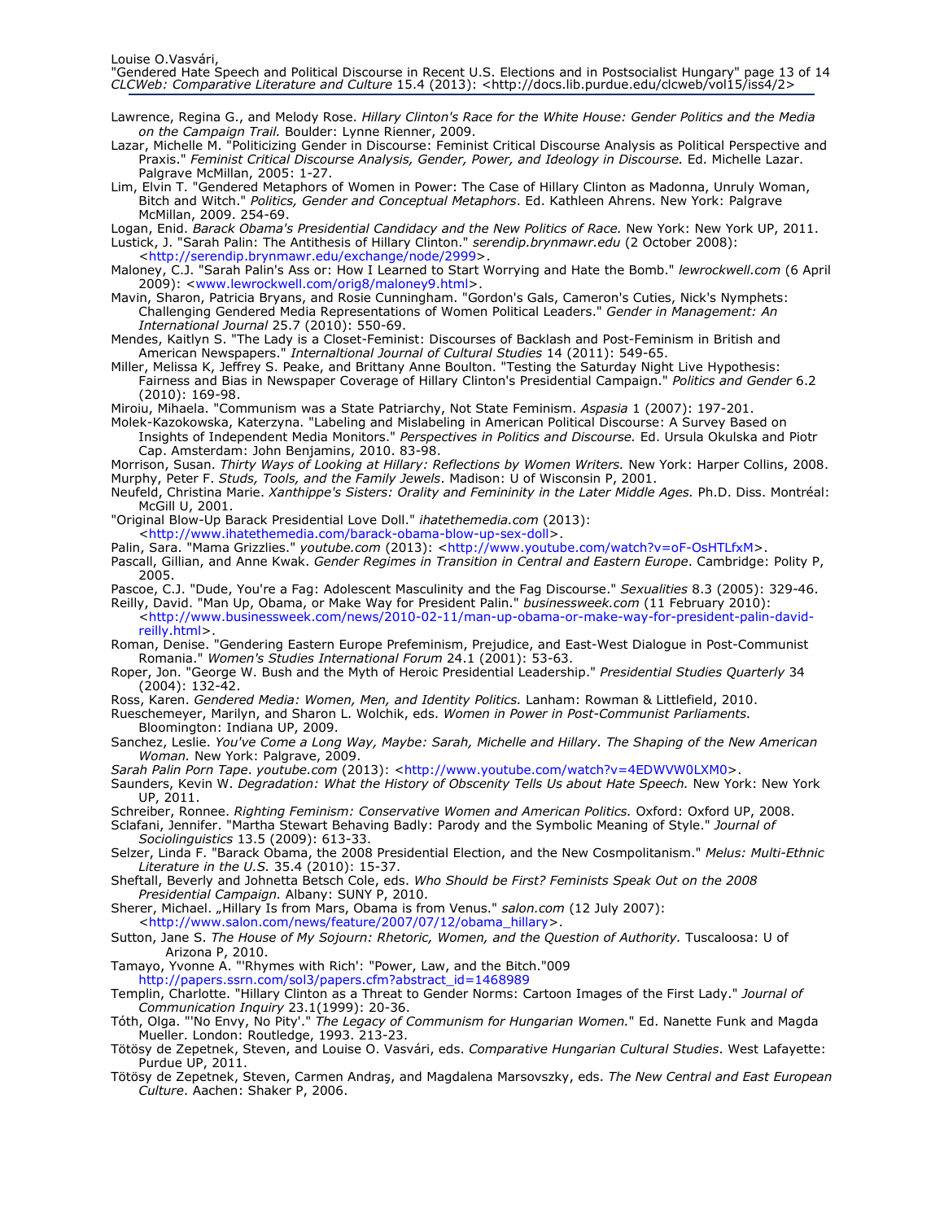Lawrence, Regina G., and Melody Rose. *Hillary Clinton's Race for the White House: Gender Politics and the Media on the Campaign Trail.* Boulder: Lynne Rienner, 2009.

Lazar, Michelle M. "Politicizing Gender in Discourse: Feminist Critical Discourse Analysis as Political Perspective and Praxis." *Feminist Critical Discourse Analysis, Gender, Power, and Ideology in Discourse.* Ed. Michelle Lazar. Palgrave McMillan, 2005: 1-27.

Lim, Elvin T. "Gendered Metaphors of Women in Power: The Case of Hillary Clinton as Madonna, Unruly Woman, Bitch and Witch." *Politics, Gender and Conceptual Metaphors*. Ed. Kathleen Ahrens. New York: Palgrave McMillan, 2009. 254-69.

Logan, Enid. *Barack Obama's Presidential Candidacy and the New Politics of Race.* New York: New York UP, 2011.

Lustick, J. "Sarah Palin: The Antithesis of Hillary Clinton." *serendip.brynmawr.edu* (2 October 2008): <http://serendip.brynmawr.edu/exchange/node/2999>.

Maloney, C.J. "Sarah Palin's Ass or: How I Learned to Start Worrying and Hate the Bomb." *lewrockwell.com* (6 April 2009): <www.lewrockwell.com/orig8/maloney9.html>.

Mavin, Sharon, Patricia Bryans, and Rosie Cunningham. "Gordon's Gals, Cameron's Cuties, Nick's Nymphets: Challenging Gendered Media Representations of Women Political Leaders." *Gender in Management: An International Journal* 25.7 (2010): 550-69.

Mendes, Kaitlyn S. "The Lady is a Closet-Feminist: Discourses of Backlash and Post-Feminism in British and American Newspapers." *Internaltional Journal of Cultural Studies* 14 (2011): 549-65.

Miller, Melissa K, Jeffrey S. Peake, and Brittany Anne Boulton. "Testing the Saturday Night Live Hypothesis: Fairness and Bias in Newspaper Coverage of Hillary Clinton's Presidential Campaign." *Politics and Gender* 6.2 (2010): 169-98.

Miroiu, Mihaela. "Communism was a State Patriarchy, Not State Feminism. *Aspasia* 1 (2007): 197-201.

Molek-Kazokowska, Katerzyna. "Labeling and Mislabeling in American Political Discourse: A Survey Based on Insights of Independent Media Monitors." *Perspectives in Politics and Discourse.* Ed. Ursula Okulska and Piotr Cap. Amsterdam: John Benjamins, 2010. 83-98.

Morrison, Susan. *Thirty Ways of Looking at Hillary: Reflections by Women Writers.* New York: Harper Collins, 2008.

Murphy, Peter F. *Studs, Tools, and the Family Jewels*. Madison: U of Wisconsin P, 2001.

Neufeld, Christina Marie. *Xanthippe's Sisters: Orality and Femininity in the Later Middle Ages.* Ph.D. Diss. Montréal: McGill U, 2001.

"Original Blow-Up Barack Presidential Love Doll." *ihatethemedia.com* (2013): <http://www.ihatethemedia.com/barack-obama-blow-up-sex-doll>.

Palin, Sara. "Mama Grizzlies." *youtube.com* (2013): <http://www.youtube.com/watch?v=oF-OsHTLfxM>.

Pascall, Gillian, and Anne Kwak. *Gender Regimes in Transition in Central and Eastern Europe*. Cambridge: Polity P, 2005.

Pascoe, C.J. "Dude, You're a Fag: Adolescent Masculinity and the Fag Discourse." *Sexualities* 8.3 (2005): 329-46.

Reilly, David. "Man Up, Obama, or Make Way for President Palin." *businessweek.com* (11 February 2010): <http://www.businessweek.com/news/2010-02-11/man-up-obama-or-make-way-for-president-palin-david-reilly.html>.

Roman, Denise. "Gendering Eastern Europe Prefeminism, Prejudice, and East-West Dialogue in Post-Communist Romania." *Women's Studies International Forum* 24.1 (2001): 53-63.

Roper, Jon. "George W. Bush and the Myth of Heroic Presidential Leadership." *Presidential Studies Quarterly* 34 (2004): 132-42.

Ross, Karen. *Gendered Media: Women, Men, and Identity Politics.* Lanham: Rowman & Littlefield, 2010.

Rueschemeyer, Marilyn, and Sharon L. Wolchik, eds. *Women in Power in Post-Communist Parliaments.* Bloomington: Indiana UP, 2009.

Sanchez, Leslie. *You've Come a Long Way, Maybe: Sarah, Michelle and Hillary. The Shaping of the New American Woman.* New York: Palgrave, 2009.

*Sarah Palin Porn Tape*. *youtube.com* (2013): <http://www.youtube.com/watch?v=4EDWVW0LXM0>.

Saunders, Kevin W. *Degradation: What the History of Obscenity Tells Us about Hate Speech.* New York: New York UP, 2011.

Schreiber, Ronnee. *Righting Feminism: Conservative Women and American Politics.* Oxford: Oxford UP, 2008.

Sclafani, Jennifer. "Martha Stewart Behaving Badly: Parody and the Symbolic Meaning of Style." *Journal of Sociolinguistics* 13.5 (2009): 613-33.

Selzer, Linda F. "Barack Obama, the 2008 Presidential Election, and the New Cosmpolitanism." *Melus: Multi-Ethnic Literature in the U.S.* 35.4 (2010): 15-37.

Sheftall, Beverly and Johnetta Betsch Cole, eds. *Who Should be First? Feminists Speak Out on the 2008 Presidential Campaign.* Albany: SUNY P, 2010.

Sherer, Michael. „Hillary Is from Mars, Obama is from Venus." *salon.com* (12 July 2007): <http://www.salon.com/news/feature/2007/07/12/obama_hillary>.

Sutton, Jane S. *The House of My Sojourn: Rhetoric, Women, and the Question of Authority.* Tuscaloosa: U of Arizona P, 2010.

Tamayo, Yvonne A. "'Rhymes with Rich': "Power, Law, and the Bitch."009 http://papers.ssrn.com/sol3/papers.cfm?abstract_id=1468989

Templin, Charlotte. "Hillary Clinton as a Threat to Gender Norms: Cartoon Images of the First Lady." *Journal of Communication Inquiry* 23.1(1999): 20-36.

Tóth, Olga. "'No Envy, No Pity'." *The Legacy of Communism for Hungarian Women.*" Ed. Nanette Funk and Magda Mueller. London: Routledge, 1993. 213-23.

Tötösy de Zepetnek, Steven, and Louise O. Vasvári, eds. *Comparative Hungarian Cultural Studies*. West Lafayette: Purdue UP, 2011.

Tötösy de Zepetnek, Steven, Carmen Andraş, and Magdalena Marsovszky, eds. *The New Central and East European Culture*. Aachen: Shaker P, 2006.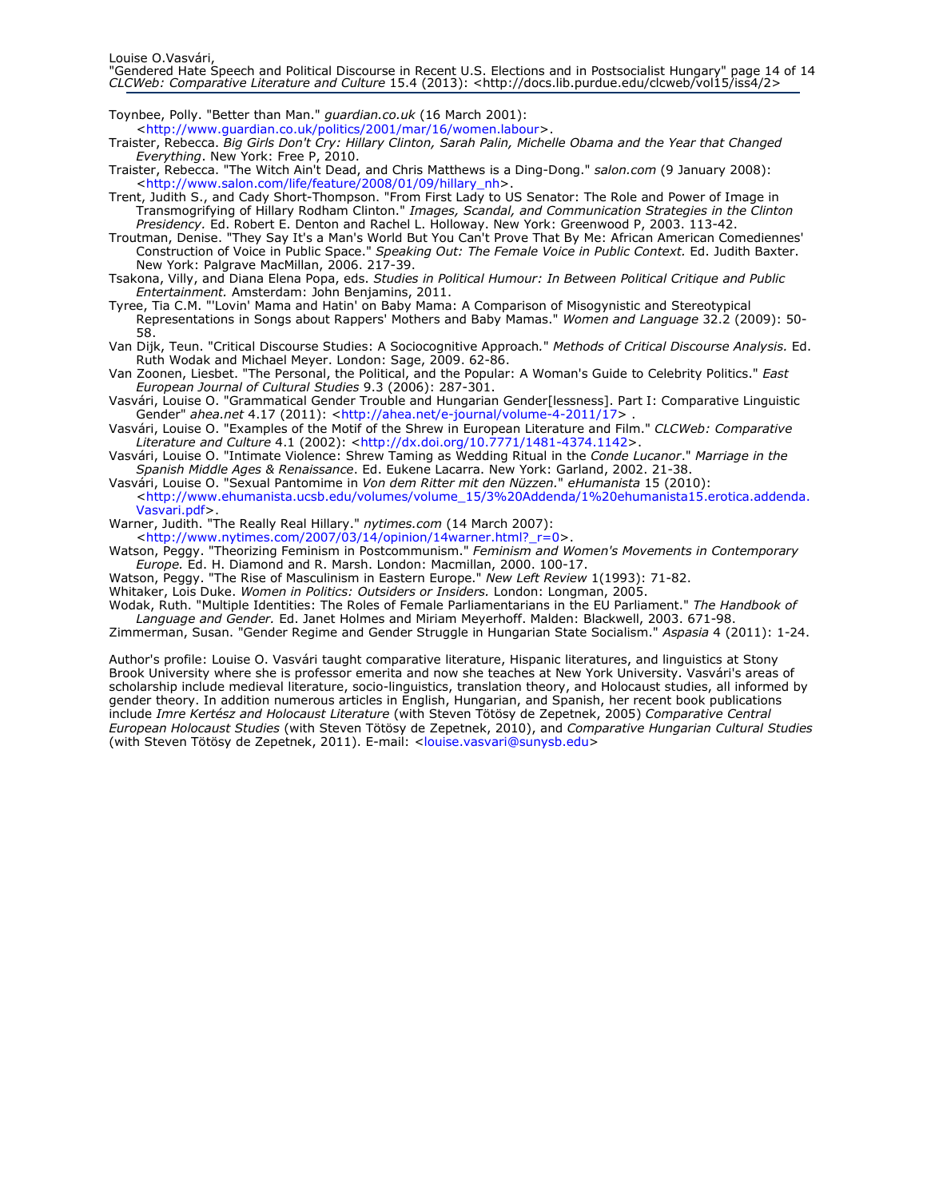Toynbee, Polly. "Better than Man." *guardian.co.uk* (16 March 2001): <http://www.guardian.co.uk/politics/2001/mar/16/women.labour>.

Traister, Rebecca. *Big Girls Don't Cry: Hillary Clinton, Sarah Palin, Michelle Obama and the Year that Changed Everything*. New York: Free P, 2010.

Traister, Rebecca. "The Witch Ain't Dead, and Chris Matthews is a Ding-Dong." *salon.com* (9 January 2008): <http://www.salon.com/life/feature/2008/01/09/hillary_nh>.

Trent, Judith S., and Cady Short-Thompson. "From First Lady to US Senator: The Role and Power of Image in Transmogrifying of Hillary Rodham Clinton." *Images, Scandal, and Communication Strategies in the Clinton Presidency.* Ed. Robert E. Denton and Rachel L. Holloway. New York: Greenwood P, 2003. 113-42.

Troutman, Denise. "They Say It's a Man's World But You Can't Prove That By Me: African American Comediennes' Construction of Voice in Public Space." *Speaking Out: The Female Voice in Public Context.* Ed. Judith Baxter. New York: Palgrave MacMillan, 2006. 217-39.

Tsakona, Villy, and Diana Elena Popa, eds. *Studies in Political Humour: In Between Political Critique and Public Entertainment.* Amsterdam: John Benjamins, 2011.

Tyree, Tia C.M. "'Lovin' Mama and Hatin' on Baby Mama: A Comparison of Misogynistic and Stereotypical Representations in Songs about Rappers' Mothers and Baby Mamas." *Women and Language* 32.2 (2009): 50-58.

Van Dijk, Teun. "Critical Discourse Studies: A Sociocognitive Approach." *Methods of Critical Discourse Analysis.* Ed. Ruth Wodak and Michael Meyer. London: Sage, 2009. 62-86.

Van Zoonen, Liesbet. "The Personal, the Political, and the Popular: A Woman's Guide to Celebrity Politics." *East European Journal of Cultural Studies* 9.3 (2006): 287-301.

Vasvári, Louise O. "Grammatical Gender Trouble and Hungarian Gender[lessness]. Part I: Comparative Linguistic Gender" *ahea.net* 4.17 (2011): <http://ahea.net/e-journal/volume-4-2011/17> .

Vasvári, Louise O. "Examples of the Motif of the Shrew in European Literature and Film." *CLCWeb: Comparative Literature and Culture* 4.1 (2002): <http://dx.doi.org/10.7771/1481-4374.1142>.

Vasvári, Louise O. "Intimate Violence: Shrew Taming as Wedding Ritual in the *Conde Lucanor*." *Marriage in the Spanish Middle Ages & Renaissance*. Ed. Eukene Lacarra. New York: Garland, 2002. 21-38.

Vasvári, Louise O. "Sexual Pantomime in *Von dem Ritter mit den Nüzzen.*" *eHumanista* 15 (2010): <http://www.ehumanista.ucsb.edu/volumes/volume_15/3%20Addenda/1%20ehumanista15.erotica.addenda.Vasvari.pdf>.

Warner, Judith. "The Really Real Hillary." *nytimes.com* (14 March 2007): <http://www.nytimes.com/2007/03/14/opinion/14warner.html?_r=0>.

Watson, Peggy. "Theorizing Feminism in Postcommunism." *Feminism and Women's Movements in Contemporary Europe.* Ed. H. Diamond and R. Marsh. London: Macmillan, 2000. 100-17.

Watson, Peggy. "The Rise of Masculinism in Eastern Europe." *New Left Review* 1(1993): 71-82.

Whitaker, Lois Duke. *Women in Politics: Outsiders or Insiders.* London: Longman, 2005.

Wodak, Ruth. "Multiple Identities: The Roles of Female Parliamentarians in the EU Parliament." *The Handbook of Language and Gender.* Ed. Janet Holmes and Miriam Meyerhoff. Malden: Blackwell, 2003. 671-98.

Zimmerman, Susan. "Gender Regime and Gender Struggle in Hungarian State Socialism." *Aspasia* 4 (2011): 1-24.

Author's profile: Louise O. Vasvári taught comparative literature, Hispanic literatures, and linguistics at Stony Brook University where she is professor emerita and now she teaches at New York University. Vasvári's areas of scholarship include medieval literature, socio-linguistics, translation theory, and Holocaust studies, all informed by gender theory. In addition numerous articles in English, Hungarian, and Spanish, her recent book publications include *Imre Kertész and Holocaust Literature* (with Steven Tötösy de Zepetnek, 2005) *Comparative Central European Holocaust Studies* (with Steven Tötösy de Zepetnek, 2010), and *Comparative Hungarian Cultural Studies* (with Steven Tötösy de Zepetnek, 2011). E-mail: <louise.vasvari@sunysb.edu>